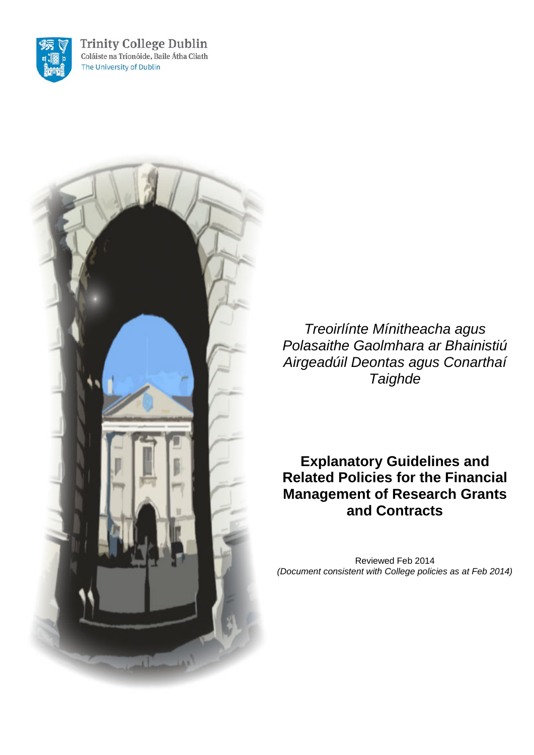Trinity College Dublin
Coláiste na Tríonóide, Baile Átha Cliath
The University of Dublin

*Treoirlínte Mínitheacha agus Polasaithe Gaolmhara ar Bhainistiú Airgeadúil Deontas agus Conarthaí Taighde*

# Explanatory Guidelines and Related Policies for the Financial Management of Research Grants and Contracts

Reviewed Feb 2014
*(Document consistent with College policies as at Feb 2014)*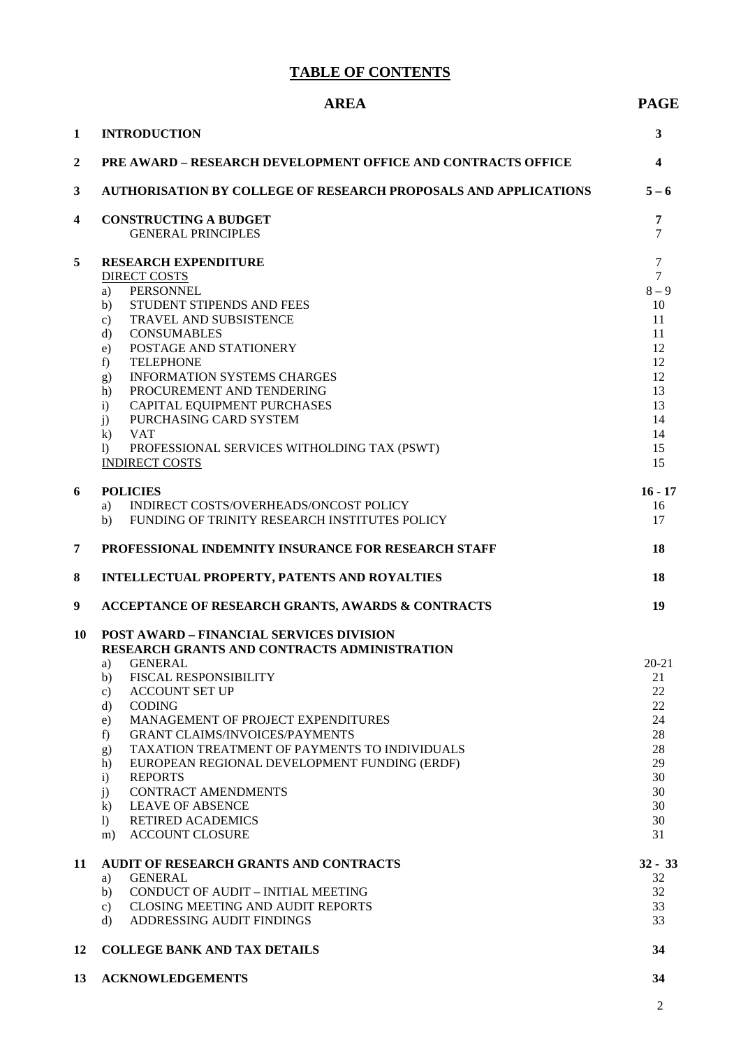# TABLE OF CONTENTS

| | AREA | PAGE |
|---|---|---|
| **1** | **INTRODUCTION** | **3** |
| **2** | **PRE AWARD – RESEARCH DEVELOPMENT OFFICE AND CONTRACTS OFFICE** | **4** |
| **3** | **AUTHORISATION BY COLLEGE OF RESEARCH PROPOSALS AND APPLICATIONS** | **5 – 6** |
| **4** | **CONSTRUCTING A BUDGET** | **7** |
| | GENERAL PRINCIPLES | 7 |
| **5** | **RESEARCH EXPENDITURE** | 7 |
| | DIRECT COSTS | 7 |
| | a) PERSONNEL | 8 – 9 |
| | b) STUDENT STIPENDS AND FEES | 10 |
| | c) TRAVEL AND SUBSISTENCE | 11 |
| | d) CONSUMABLES | 11 |
| | e) POSTAGE AND STATIONERY | 12 |
| | f) TELEPHONE | 12 |
| | g) INFORMATION SYSTEMS CHARGES | 12 |
| | h) PROCUREMENT AND TENDERING | 13 |
| | i) CAPITAL EQUIPMENT PURCHASES | 13 |
| | j) PURCHASING CARD SYSTEM | 14 |
| | k) VAT | 14 |
| | l) PROFESSIONAL SERVICES WITHOLDING TAX (PSWT) | 15 |
| | INDIRECT COSTS | 15 |
| **6** | **POLICIES** | **16 - 17** |
| | a) INDIRECT COSTS/OVERHEADS/ONCOST POLICY | 16 |
| | b) FUNDING OF TRINITY RESEARCH INSTITUTES POLICY | 17 |
| **7** | **PROFESSIONAL INDEMNITY INSURANCE FOR RESEARCH STAFF** | **18** |
| **8** | **INTELLECTUAL PROPERTY, PATENTS AND ROYALTIES** | **18** |
| **9** | **ACCEPTANCE OF RESEARCH GRANTS, AWARDS & CONTRACTS** | **19** |
| **10** | **POST AWARD – FINANCIAL SERVICES DIVISION RESEARCH GRANTS AND CONTRACTS ADMINISTRATION** | |
| | a) GENERAL | 20-21 |
| | b) FISCAL RESPONSIBILITY | 21 |
| | c) ACCOUNT SET UP | 22 |
| | d) CODING | 22 |
| | e) MANAGEMENT OF PROJECT EXPENDITURES | 24 |
| | f) GRANT CLAIMS/INVOICES/PAYMENTS | 28 |
| | g) TAXATION TREATMENT OF PAYMENTS TO INDIVIDUALS | 28 |
| | h) EUROPEAN REGIONAL DEVELOPMENT FUNDING (ERDF) | 29 |
| | i) REPORTS | 30 |
| | j) CONTRACT AMENDMENTS | 30 |
| | k) LEAVE OF ABSENCE | 30 |
| | l) RETIRED ACADEMICS | 30 |
| | m) ACCOUNT CLOSURE | 31 |
| **11** | **AUDIT OF RESEARCH GRANTS AND CONTRACTS** | **32 - 33** |
| | a) GENERAL | 32 |
| | b) CONDUCT OF AUDIT – INITIAL MEETING | 32 |
| | c) CLOSING MEETING AND AUDIT REPORTS | 33 |
| | d) ADDRESSING AUDIT FINDINGS | 33 |
| **12** | **COLLEGE BANK AND TAX DETAILS** | **34** |
| **13** | **ACKNOWLEDGEMENTS** | **34** |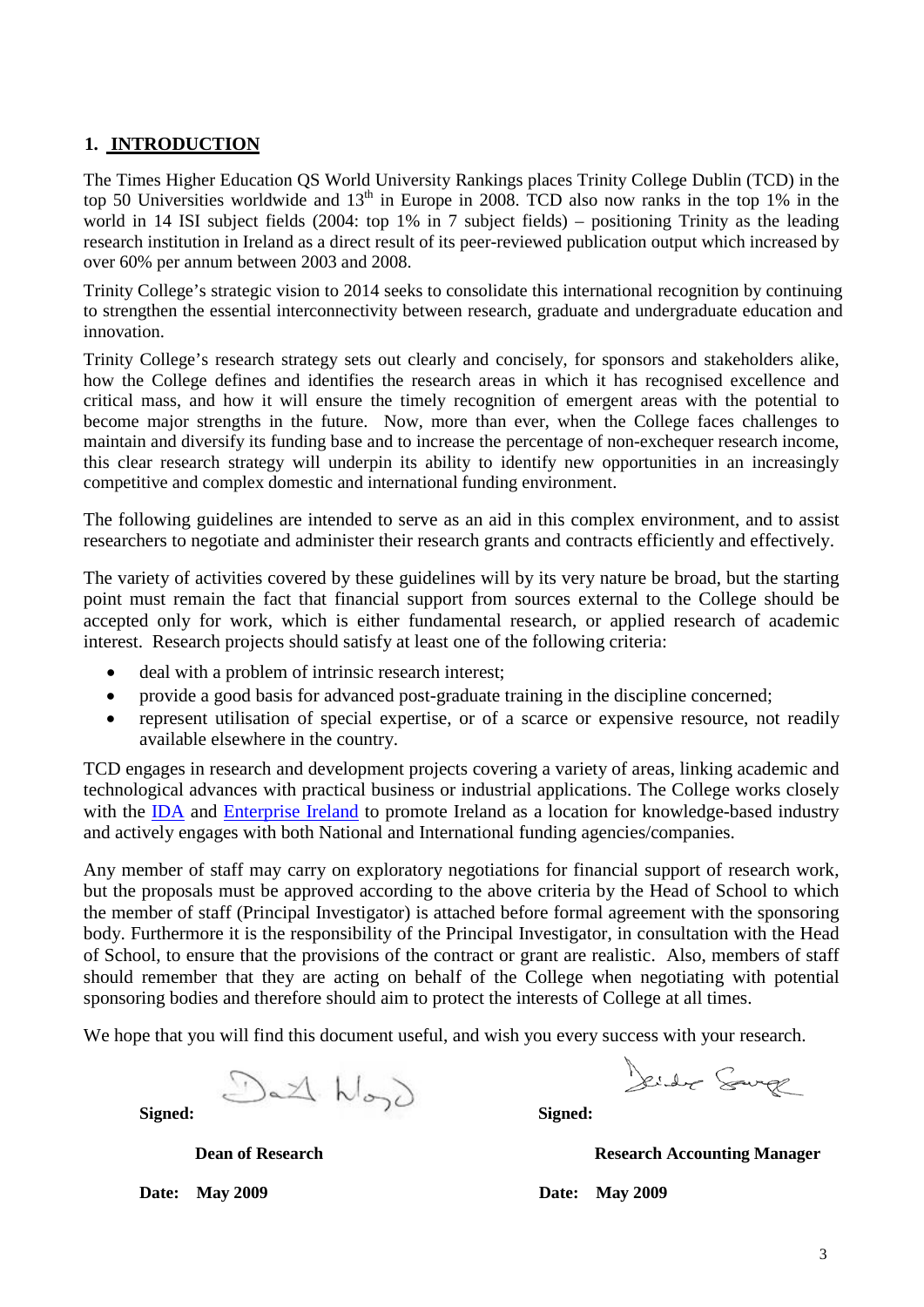## 1. INTRODUCTION

The Times Higher Education QS World University Rankings places Trinity College Dublin (TCD) in the top 50 Universities worldwide and 13th in Europe in 2008. TCD also now ranks in the top 1% in the world in 14 ISI subject fields (2004: top 1% in 7 subject fields) – positioning Trinity as the leading research institution in Ireland as a direct result of its peer-reviewed publication output which increased by over 60% per annum between 2003 and 2008.

Trinity College's strategic vision to 2014 seeks to consolidate this international recognition by continuing to strengthen the essential interconnectivity between research, graduate and undergraduate education and innovation.

Trinity College's research strategy sets out clearly and concisely, for sponsors and stakeholders alike, how the College defines and identifies the research areas in which it has recognised excellence and critical mass, and how it will ensure the timely recognition of emergent areas with the potential to become major strengths in the future. Now, more than ever, when the College faces challenges to maintain and diversify its funding base and to increase the percentage of non-exchequer research income, this clear research strategy will underpin its ability to identify new opportunities in an increasingly competitive and complex domestic and international funding environment.

The following guidelines are intended to serve as an aid in this complex environment, and to assist researchers to negotiate and administer their research grants and contracts efficiently and effectively.

The variety of activities covered by these guidelines will by its very nature be broad, but the starting point must remain the fact that financial support from sources external to the College should be accepted only for work, which is either fundamental research, or applied research of academic interest. Research projects should satisfy at least one of the following criteria:

- deal with a problem of intrinsic research interest;
- provide a good basis for advanced post-graduate training in the discipline concerned;
- represent utilisation of special expertise, or of a scarce or expensive resource, not readily available elsewhere in the country.

TCD engages in research and development projects covering a variety of areas, linking academic and technological advances with practical business or industrial applications. The College works closely with the IDA and Enterprise Ireland to promote Ireland as a location for knowledge-based industry and actively engages with both National and International funding agencies/companies.

Any member of staff may carry on exploratory negotiations for financial support of research work, but the proposals must be approved according to the above criteria by the Head of School to which the member of staff (Principal Investigator) is attached before formal agreement with the sponsoring body. Furthermore it is the responsibility of the Principal Investigator, in consultation with the Head of School, to ensure that the provisions of the contract or grant are realistic. Also, members of staff should remember that they are acting on behalf of the College when negotiating with potential sponsoring bodies and therefore should aim to protect the interests of College at all times.

We hope that you will find this document useful, and wish you every success with your research.

**Signed:** David Lloyd

**Dean of Research**

**Date: May 2009**

**Signed:** Deirdre Savage

**Research Accounting Manager**

**Date: May 2009**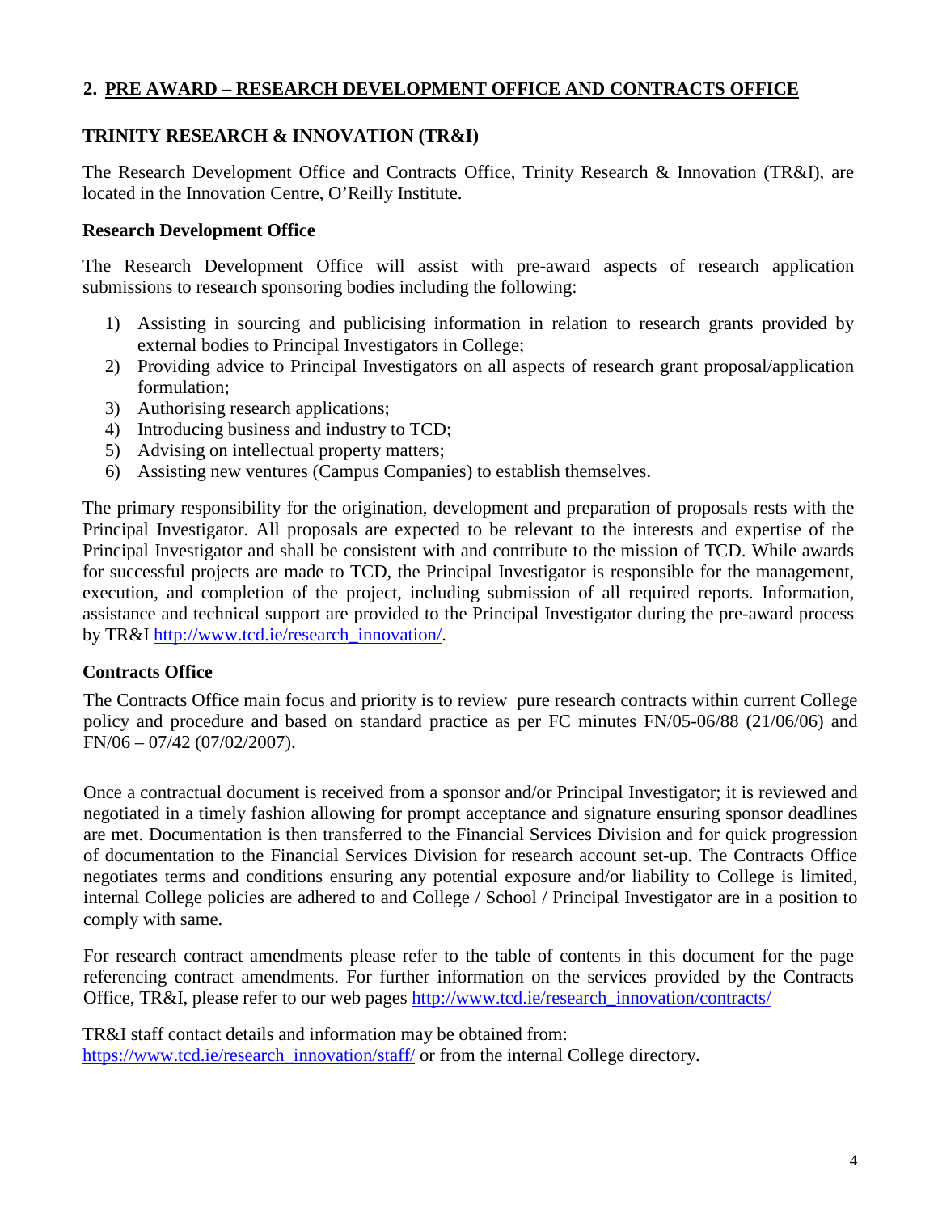## 2. PRE AWARD – RESEARCH DEVELOPMENT OFFICE AND CONTRACTS OFFICE

### TRINITY RESEARCH & INNOVATION (TR&I)

The Research Development Office and Contracts Office, Trinity Research & Innovation (TR&I), are located in the Innovation Centre, O'Reilly Institute.

#### Research Development Office

The Research Development Office will assist with pre-award aspects of research application submissions to research sponsoring bodies including the following:

1) Assisting in sourcing and publicising information in relation to research grants provided by external bodies to Principal Investigators in College;
2) Providing advice to Principal Investigators on all aspects of research grant proposal/application formulation;
3) Authorising research applications;
4) Introducing business and industry to TCD;
5) Advising on intellectual property matters;
6) Assisting new ventures (Campus Companies) to establish themselves.

The primary responsibility for the origination, development and preparation of proposals rests with the Principal Investigator. All proposals are expected to be relevant to the interests and expertise of the Principal Investigator and shall be consistent with and contribute to the mission of TCD. While awards for successful projects are made to TCD, the Principal Investigator is responsible for the management, execution, and completion of the project, including submission of all required reports. Information, assistance and technical support are provided to the Principal Investigator during the pre-award process by TR&I http://www.tcd.ie/research_innovation/.

#### Contracts Office

The Contracts Office main focus and priority is to review pure research contracts within current College policy and procedure and based on standard practice as per FC minutes FN/05-06/88 (21/06/06) and FN/06 – 07/42 (07/02/2007).

Once a contractual document is received from a sponsor and/or Principal Investigator; it is reviewed and negotiated in a timely fashion allowing for prompt acceptance and signature ensuring sponsor deadlines are met. Documentation is then transferred to the Financial Services Division and for quick progression of documentation to the Financial Services Division for research account set-up. The Contracts Office negotiates terms and conditions ensuring any potential exposure and/or liability to College is limited, internal College policies are adhered to and College / School / Principal Investigator are in a position to comply with same.

For research contract amendments please refer to the table of contents in this document for the page referencing contract amendments. For further information on the services provided by the Contracts Office, TR&I, please refer to our web pages http://www.tcd.ie/research_innovation/contracts/

TR&I staff contact details and information may be obtained from: https://www.tcd.ie/research_innovation/staff/ or from the internal College directory.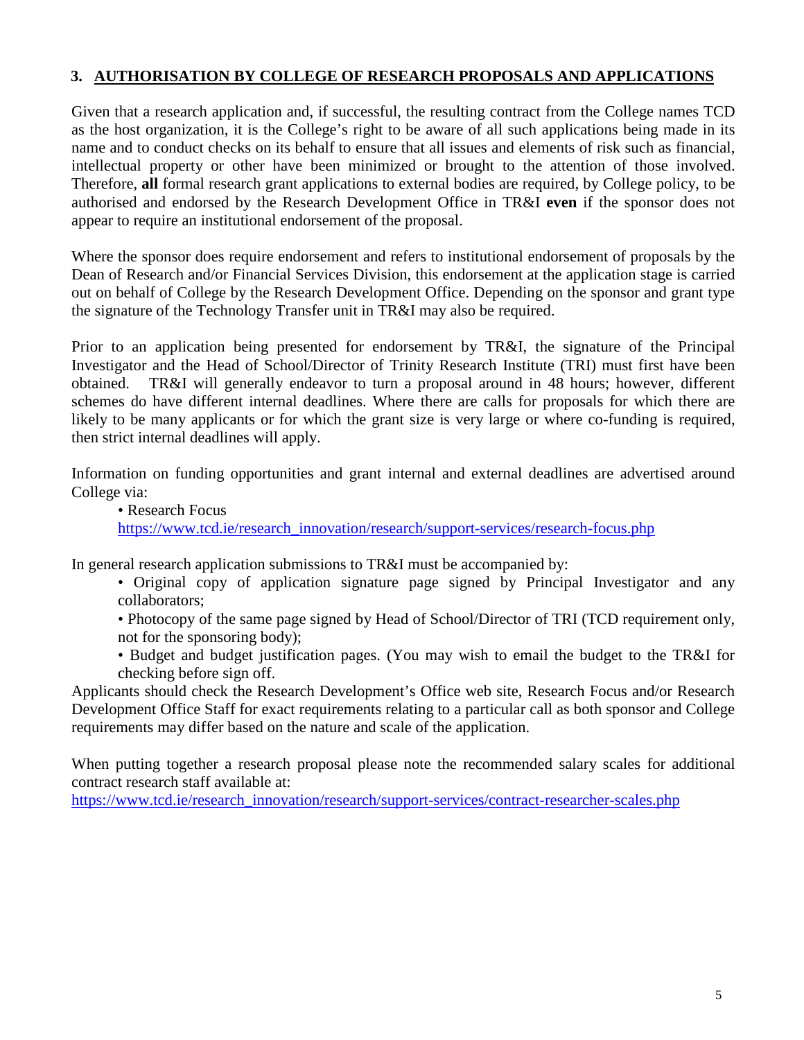## 3. AUTHORISATION BY COLLEGE OF RESEARCH PROPOSALS AND APPLICATIONS

Given that a research application and, if successful, the resulting contract from the College names TCD as the host organization, it is the College's right to be aware of all such applications being made in its name and to conduct checks on its behalf to ensure that all issues and elements of risk such as financial, intellectual property or other have been minimized or brought to the attention of those involved. Therefore, **all** formal research grant applications to external bodies are required, by College policy, to be authorised and endorsed by the Research Development Office in TR&I **even** if the sponsor does not appear to require an institutional endorsement of the proposal.

Where the sponsor does require endorsement and refers to institutional endorsement of proposals by the Dean of Research and/or Financial Services Division, this endorsement at the application stage is carried out on behalf of College by the Research Development Office. Depending on the sponsor and grant type the signature of the Technology Transfer unit in TR&I may also be required.

Prior to an application being presented for endorsement by TR&I, the signature of the Principal Investigator and the Head of School/Director of Trinity Research Institute (TRI) must first have been obtained. TR&I will generally endeavor to turn a proposal around in 48 hours; however, different schemes do have different internal deadlines. Where there are calls for proposals for which there are likely to be many applicants or for which the grant size is very large or where co-funding is required, then strict internal deadlines will apply.

Information on funding opportunities and grant internal and external deadlines are advertised around College via:

- Research Focus
  https://www.tcd.ie/research_innovation/research/support-services/research-focus.php

In general research application submissions to TR&I must be accompanied by:

- Original copy of application signature page signed by Principal Investigator and any collaborators;
- Photocopy of the same page signed by Head of School/Director of TRI (TCD requirement only, not for the sponsoring body);
- Budget and budget justification pages. (You may wish to email the budget to the TR&I for checking before sign off.

Applicants should check the Research Development's Office web site, Research Focus and/or Research Development Office Staff for exact requirements relating to a particular call as both sponsor and College requirements may differ based on the nature and scale of the application.

When putting together a research proposal please note the recommended salary scales for additional contract research staff available at:
https://www.tcd.ie/research_innovation/research/support-services/contract-researcher-scales.php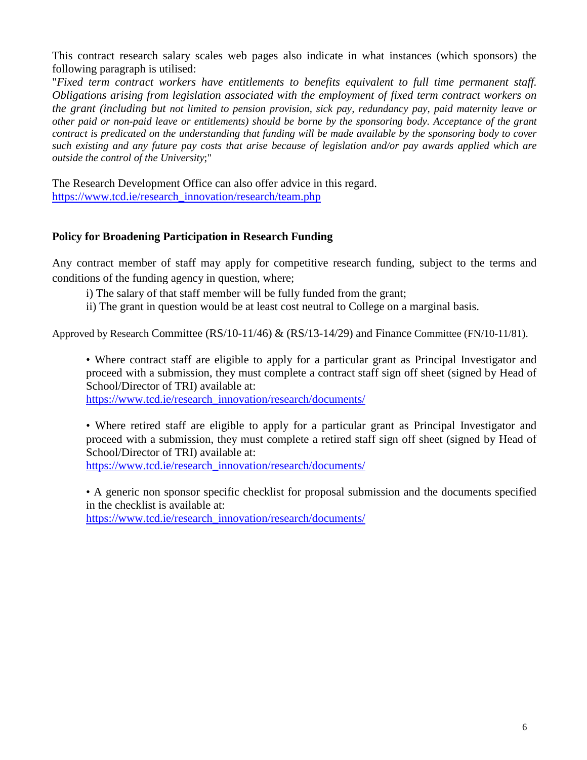This contract research salary scales web pages also indicate in what instances (which sponsors) the following paragraph is utilised:

"*Fixed term contract workers have entitlements to benefits equivalent to full time permanent staff. Obligations arising from legislation associated with the employment of fixed term contract workers on the grant (including but not limited to pension provision, sick pay, redundancy pay, paid maternity leave or other paid or non-paid leave or entitlements) should be borne by the sponsoring body. Acceptance of the grant contract is predicated on the understanding that funding will be made available by the sponsoring body to cover such existing and any future pay costs that arise because of legislation and/or pay awards applied which are outside the control of the University*;"

The Research Development Office can also offer advice in this regard.
https://www.tcd.ie/research_innovation/research/team.php

**Policy for Broadening Participation in Research Funding**

Any contract member of staff may apply for competitive research funding, subject to the terms and conditions of the funding agency in question, where;

i) The salary of that staff member will be fully funded from the grant;

ii) The grant in question would be at least cost neutral to College on a marginal basis.

Approved by Research Committee (RS/10-11/46) & (RS/13-14/29) and Finance Committee (FN/10-11/81).

- Where contract staff are eligible to apply for a particular grant as Principal Investigator and proceed with a submission, they must complete a contract staff sign off sheet (signed by Head of School/Director of TRI) available at: https://www.tcd.ie/research_innovation/research/documents/

- Where retired staff are eligible to apply for a particular grant as Principal Investigator and proceed with a submission, they must complete a retired staff sign off sheet (signed by Head of School/Director of TRI) available at: https://www.tcd.ie/research_innovation/research/documents/

- A generic non sponsor specific checklist for proposal submission and the documents specified in the checklist is available at: https://www.tcd.ie/research_innovation/research/documents/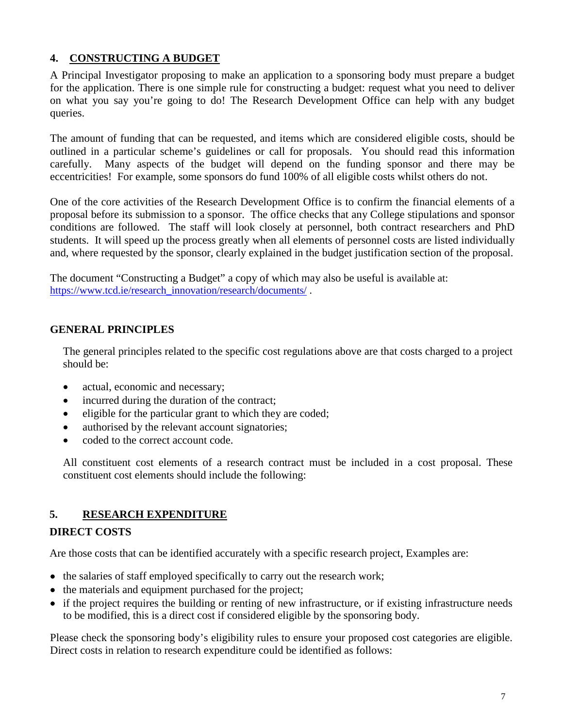## 4. CONSTRUCTING A BUDGET

A Principal Investigator proposing to make an application to a sponsoring body must prepare a budget for the application. There is one simple rule for constructing a budget: request what you need to deliver on what you say you're going to do! The Research Development Office can help with any budget queries.

The amount of funding that can be requested, and items which are considered eligible costs, should be outlined in a particular scheme's guidelines or call for proposals. You should read this information carefully. Many aspects of the budget will depend on the funding sponsor and there may be eccentricities! For example, some sponsors do fund 100% of all eligible costs whilst others do not.

One of the core activities of the Research Development Office is to confirm the financial elements of a proposal before its submission to a sponsor. The office checks that any College stipulations and sponsor conditions are followed. The staff will look closely at personnel, both contract researchers and PhD students. It will speed up the process greatly when all elements of personnel costs are listed individually and, where requested by the sponsor, clearly explained in the budget justification section of the proposal.

The document "Constructing a Budget" a copy of which may also be useful is available at:
https://www.tcd.ie/research_innovation/research/documents/ .

### GENERAL PRINCIPLES

The general principles related to the specific cost regulations above are that costs charged to a project should be:

- actual, economic and necessary;
- incurred during the duration of the contract;
- eligible for the particular grant to which they are coded;
- authorised by the relevant account signatories;
- coded to the correct account code.

All constituent cost elements of a research contract must be included in a cost proposal. These constituent cost elements should include the following:

## 5. RESEARCH EXPENDITURE

### DIRECT COSTS

Are those costs that can be identified accurately with a specific research project, Examples are:

- the salaries of staff employed specifically to carry out the research work;
- the materials and equipment purchased for the project;
- if the project requires the building or renting of new infrastructure, or if existing infrastructure needs to be modified, this is a direct cost if considered eligible by the sponsoring body.

Please check the sponsoring body's eligibility rules to ensure your proposed cost categories are eligible. Direct costs in relation to research expenditure could be identified as follows: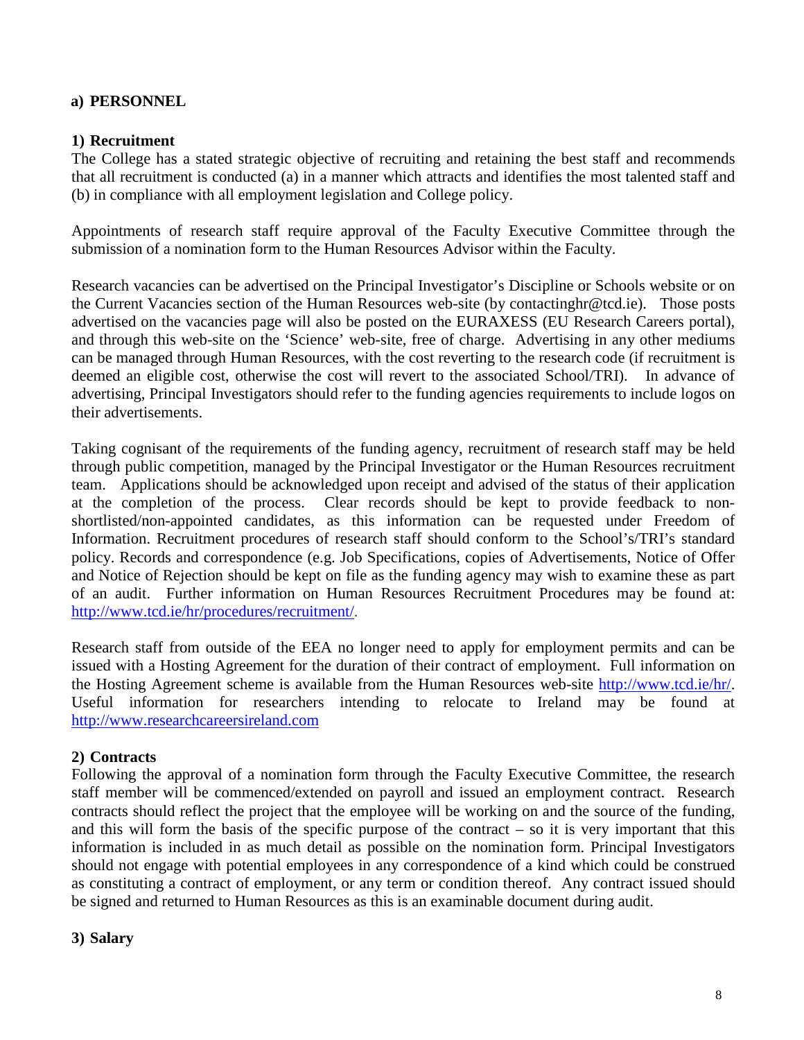## a) PERSONNEL

### 1) Recruitment

The College has a stated strategic objective of recruiting and retaining the best staff and recommends that all recruitment is conducted (a) in a manner which attracts and identifies the most talented staff and (b) in compliance with all employment legislation and College policy.

Appointments of research staff require approval of the Faculty Executive Committee through the submission of a nomination form to the Human Resources Advisor within the Faculty.

Research vacancies can be advertised on the Principal Investigator's Discipline or Schools website or on the Current Vacancies section of the Human Resources web-site (by contactinghr@tcd.ie). Those posts advertised on the vacancies page will also be posted on the EURAXESS (EU Research Careers portal), and through this web-site on the 'Science' web-site, free of charge. Advertising in any other mediums can be managed through Human Resources, with the cost reverting to the research code (if recruitment is deemed an eligible cost, otherwise the cost will revert to the associated School/TRI). In advance of advertising, Principal Investigators should refer to the funding agencies requirements to include logos on their advertisements.

Taking cognisant of the requirements of the funding agency, recruitment of research staff may be held through public competition, managed by the Principal Investigator or the Human Resources recruitment team. Applications should be acknowledged upon receipt and advised of the status of their application at the completion of the process. Clear records should be kept to provide feedback to non-shortlisted/non-appointed candidates, as this information can be requested under Freedom of Information. Recruitment procedures of research staff should conform to the School's/TRI's standard policy. Records and correspondence (e.g. Job Specifications, copies of Advertisements, Notice of Offer and Notice of Rejection should be kept on file as the funding agency may wish to examine these as part of an audit. Further information on Human Resources Recruitment Procedures may be found at: http://www.tcd.ie/hr/procedures/recruitment/.

Research staff from outside of the EEA no longer need to apply for employment permits and can be issued with a Hosting Agreement for the duration of their contract of employment. Full information on the Hosting Agreement scheme is available from the Human Resources web-site http://www.tcd.ie/hr/. Useful information for researchers intending to relocate to Ireland may be found at http://www.researchcareersireland.com

### 2) Contracts

Following the approval of a nomination form through the Faculty Executive Committee, the research staff member will be commenced/extended on payroll and issued an employment contract. Research contracts should reflect the project that the employee will be working on and the source of the funding, and this will form the basis of the specific purpose of the contract – so it is very important that this information is included in as much detail as possible on the nomination form. Principal Investigators should not engage with potential employees in any correspondence of a kind which could be construed as constituting a contract of employment, or any term or condition thereof. Any contract issued should be signed and returned to Human Resources as this is an examinable document during audit.

### 3) Salary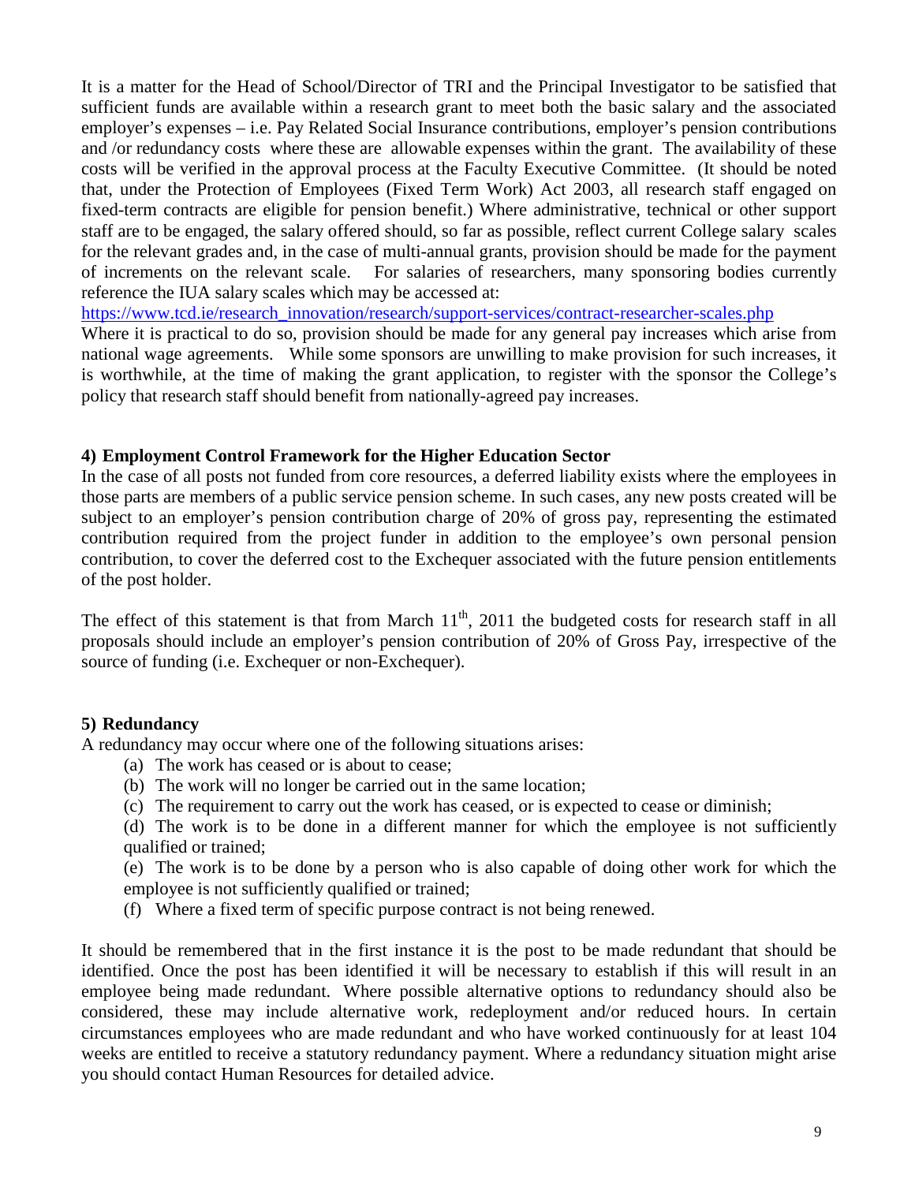It is a matter for the Head of School/Director of TRI and the Principal Investigator to be satisfied that sufficient funds are available within a research grant to meet both the basic salary and the associated employer's expenses – i.e. Pay Related Social Insurance contributions, employer's pension contributions and /or redundancy costs where these are allowable expenses within the grant. The availability of these costs will be verified in the approval process at the Faculty Executive Committee. (It should be noted that, under the Protection of Employees (Fixed Term Work) Act 2003, all research staff engaged on fixed-term contracts are eligible for pension benefit.) Where administrative, technical or other support staff are to be engaged, the salary offered should, so far as possible, reflect current College salary scales for the relevant grades and, in the case of multi-annual grants, provision should be made for the payment of increments on the relevant scale. For salaries of researchers, many sponsoring bodies currently reference the IUA salary scales which may be accessed at:
https://www.tcd.ie/research_innovation/research/support-services/contract-researcher-scales.php
Where it is practical to do so, provision should be made for any general pay increases which arise from national wage agreements. While some sponsors are unwilling to make provision for such increases, it is worthwhile, at the time of making the grant application, to register with the sponsor the College's policy that research staff should benefit from nationally-agreed pay increases.

### 4) Employment Control Framework for the Higher Education Sector

In the case of all posts not funded from core resources, a deferred liability exists where the employees in those parts are members of a public service pension scheme. In such cases, any new posts created will be subject to an employer's pension contribution charge of 20% of gross pay, representing the estimated contribution required from the project funder in addition to the employee's own personal pension contribution, to cover the deferred cost to the Exchequer associated with the future pension entitlements of the post holder.

The effect of this statement is that from March 11th, 2011 the budgeted costs for research staff in all proposals should include an employer's pension contribution of 20% of Gross Pay, irrespective of the source of funding (i.e. Exchequer or non-Exchequer).

### 5) Redundancy

A redundancy may occur where one of the following situations arises:

(a) The work has ceased or is about to cease;

(b) The work will no longer be carried out in the same location;

(c) The requirement to carry out the work has ceased, or is expected to cease or diminish;

(d) The work is to be done in a different manner for which the employee is not sufficiently qualified or trained;

(e) The work is to be done by a person who is also capable of doing other work for which the employee is not sufficiently qualified or trained;

(f) Where a fixed term of specific purpose contract is not being renewed.

It should be remembered that in the first instance it is the post to be made redundant that should be identified. Once the post has been identified it will be necessary to establish if this will result in an employee being made redundant. Where possible alternative options to redundancy should also be considered, these may include alternative work, redeployment and/or reduced hours. In certain circumstances employees who are made redundant and who have worked continuously for at least 104 weeks are entitled to receive a statutory redundancy payment. Where a redundancy situation might arise you should contact Human Resources for detailed advice.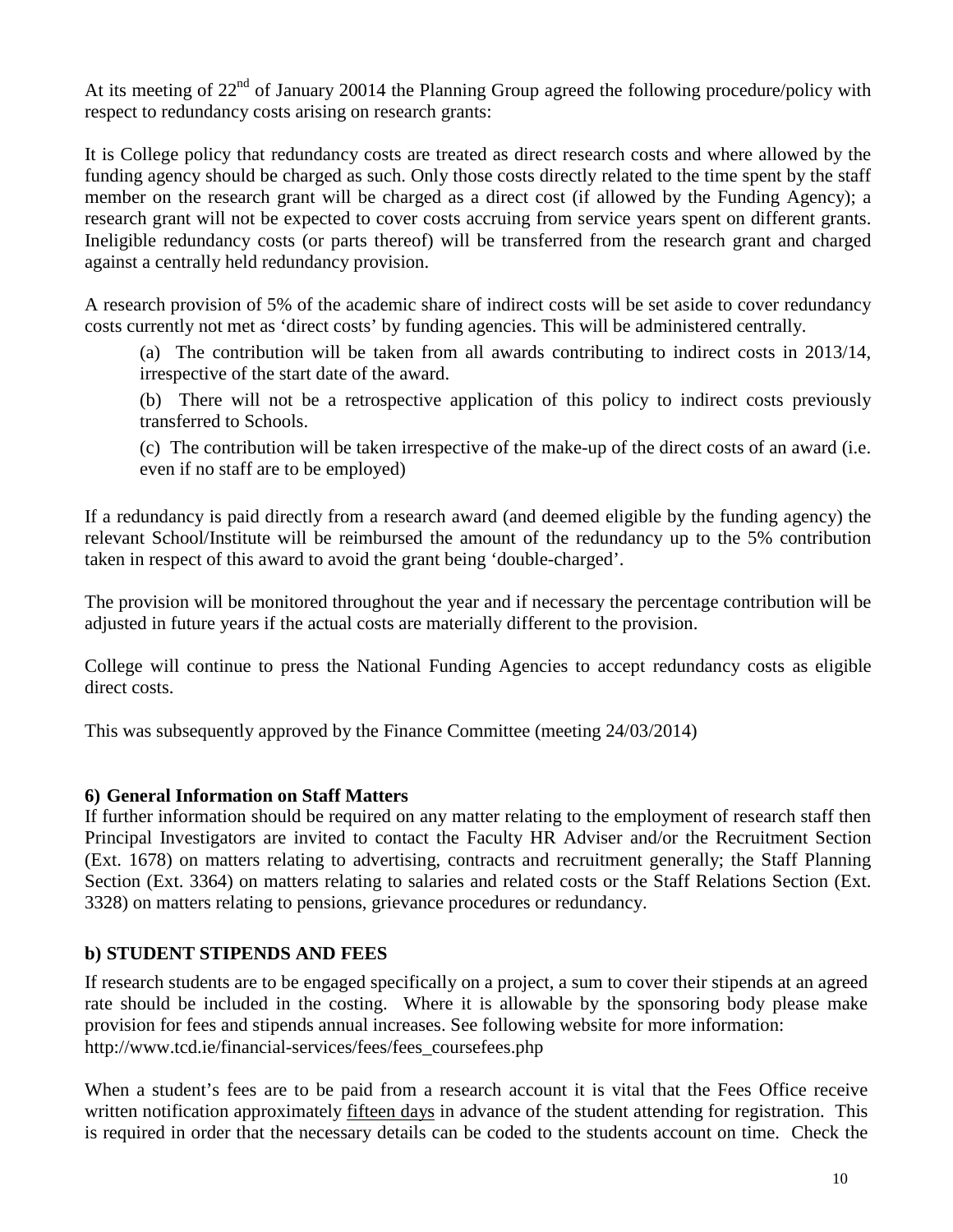At its meeting of 22nd of January 20014 the Planning Group agreed the following procedure/policy with respect to redundancy costs arising on research grants:

It is College policy that redundancy costs are treated as direct research costs and where allowed by the funding agency should be charged as such. Only those costs directly related to the time spent by the staff member on the research grant will be charged as a direct cost (if allowed by the Funding Agency); a research grant will not be expected to cover costs accruing from service years spent on different grants. Ineligible redundancy costs (or parts thereof) will be transferred from the research grant and charged against a centrally held redundancy provision.

A research provision of 5% of the academic share of indirect costs will be set aside to cover redundancy costs currently not met as 'direct costs' by funding agencies. This will be administered centrally.

(a) The contribution will be taken from all awards contributing to indirect costs in 2013/14, irrespective of the start date of the award.

(b) There will not be a retrospective application of this policy to indirect costs previously transferred to Schools.

(c) The contribution will be taken irrespective of the make-up of the direct costs of an award (i.e. even if no staff are to be employed)

If a redundancy is paid directly from a research award (and deemed eligible by the funding agency) the relevant School/Institute will be reimbursed the amount of the redundancy up to the 5% contribution taken in respect of this award to avoid the grant being 'double-charged'.

The provision will be monitored throughout the year and if necessary the percentage contribution will be adjusted in future years if the actual costs are materially different to the provision.

College will continue to press the National Funding Agencies to accept redundancy costs as eligible direct costs.

This was subsequently approved by the Finance Committee (meeting 24/03/2014)

### 6) General Information on Staff Matters

If further information should be required on any matter relating to the employment of research staff then Principal Investigators are invited to contact the Faculty HR Adviser and/or the Recruitment Section (Ext. 1678) on matters relating to advertising, contracts and recruitment generally; the Staff Planning Section (Ext. 3364) on matters relating to salaries and related costs or the Staff Relations Section (Ext. 3328) on matters relating to pensions, grievance procedures or redundancy.

## b) STUDENT STIPENDS AND FEES

If research students are to be engaged specifically on a project, a sum to cover their stipends at an agreed rate should be included in the costing. Where it is allowable by the sponsoring body please make provision for fees and stipends annual increases. See following website for more information: http://www.tcd.ie/financial-services/fees/fees_coursefees.php

When a student's fees are to be paid from a research account it is vital that the Fees Office receive written notification approximately fifteen days in advance of the student attending for registration. This is required in order that the necessary details can be coded to the students account on time. Check the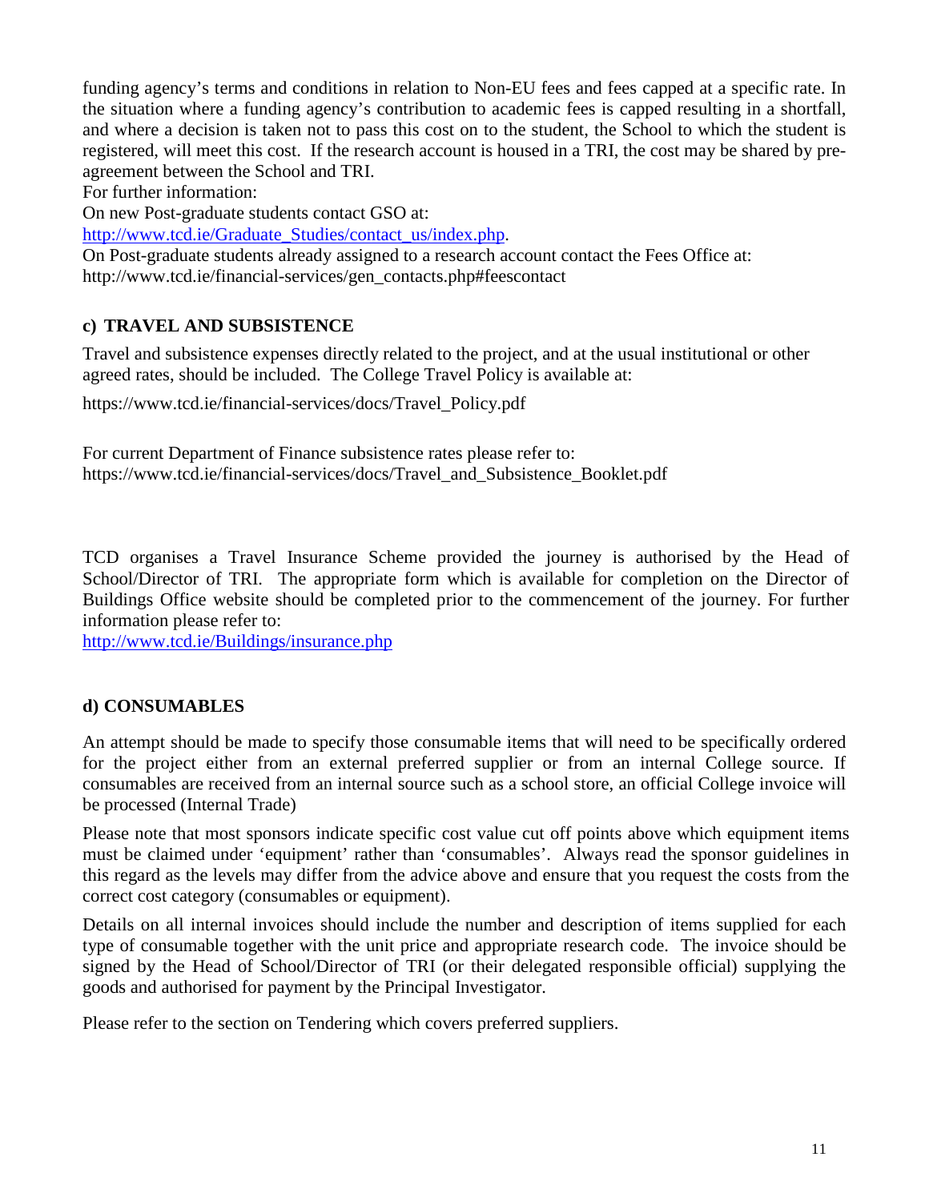funding agency's terms and conditions in relation to Non-EU fees and fees capped at a specific rate. In the situation where a funding agency's contribution to academic fees is capped resulting in a shortfall, and where a decision is taken not to pass this cost on to the student, the School to which the student is registered, will meet this cost. If the research account is housed in a TRI, the cost may be shared by pre-agreement between the School and TRI.

For further information:

On new Post-graduate students contact GSO at:
http://www.tcd.ie/Graduate_Studies/contact_us/index.php.

On Post-graduate students already assigned to a research account contact the Fees Office at:
http://www.tcd.ie/financial-services/gen_contacts.php#feescontact

## c) TRAVEL AND SUBSISTENCE

Travel and subsistence expenses directly related to the project, and at the usual institutional or other agreed rates, should be included. The College Travel Policy is available at:

https://www.tcd.ie/financial-services/docs/Travel_Policy.pdf

For current Department of Finance subsistence rates please refer to:
https://www.tcd.ie/financial-services/docs/Travel_and_Subsistence_Booklet.pdf

TCD organises a Travel Insurance Scheme provided the journey is authorised by the Head of School/Director of TRI. The appropriate form which is available for completion on the Director of Buildings Office website should be completed prior to the commencement of the journey. For further information please refer to:
http://www.tcd.ie/Buildings/insurance.php

## d) CONSUMABLES

An attempt should be made to specify those consumable items that will need to be specifically ordered for the project either from an external preferred supplier or from an internal College source. If consumables are received from an internal source such as a school store, an official College invoice will be processed (Internal Trade)

Please note that most sponsors indicate specific cost value cut off points above which equipment items must be claimed under 'equipment' rather than 'consumables'. Always read the sponsor guidelines in this regard as the levels may differ from the advice above and ensure that you request the costs from the correct cost category (consumables or equipment).

Details on all internal invoices should include the number and description of items supplied for each type of consumable together with the unit price and appropriate research code. The invoice should be signed by the Head of School/Director of TRI (or their delegated responsible official) supplying the goods and authorised for payment by the Principal Investigator.

Please refer to the section on Tendering which covers preferred suppliers.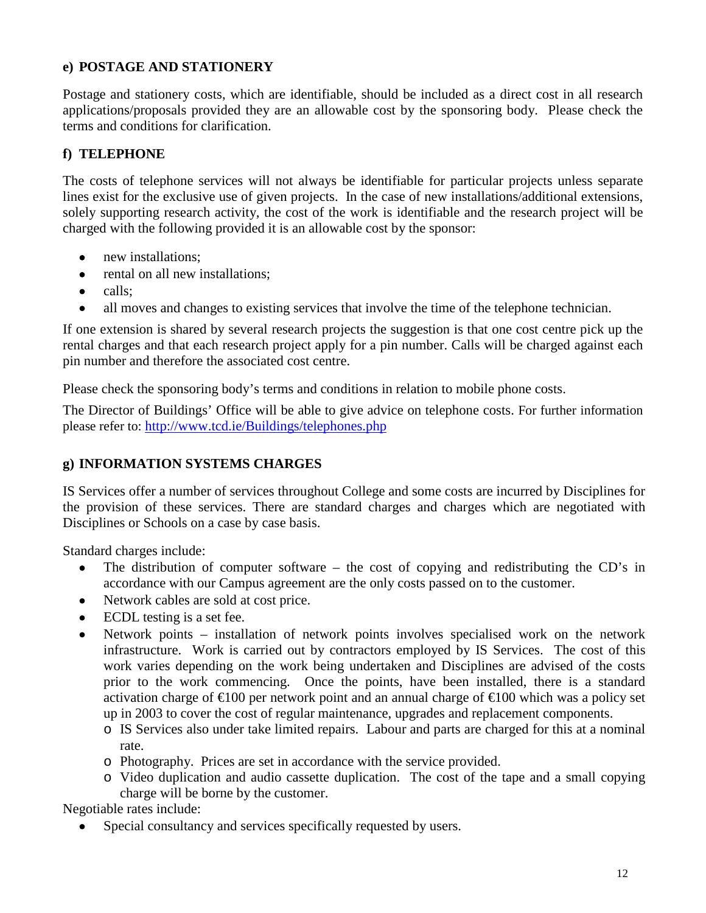## e) POSTAGE AND STATIONERY

Postage and stationery costs, which are identifiable, should be included as a direct cost in all research applications/proposals provided they are an allowable cost by the sponsoring body. Please check the terms and conditions for clarification.

## f) TELEPHONE

The costs of telephone services will not always be identifiable for particular projects unless separate lines exist for the exclusive use of given projects. In the case of new installations/additional extensions, solely supporting research activity, the cost of the work is identifiable and the research project will be charged with the following provided it is an allowable cost by the sponsor:

- new installations;
- rental on all new installations;
- calls;
- all moves and changes to existing services that involve the time of the telephone technician.

If one extension is shared by several research projects the suggestion is that one cost centre pick up the rental charges and that each research project apply for a pin number. Calls will be charged against each pin number and therefore the associated cost centre.

Please check the sponsoring body's terms and conditions in relation to mobile phone costs.

The Director of Buildings' Office will be able to give advice on telephone costs. For further information please refer to: http://www.tcd.ie/Buildings/telephones.php

## g) INFORMATION SYSTEMS CHARGES

IS Services offer a number of services throughout College and some costs are incurred by Disciplines for the provision of these services. There are standard charges and charges which are negotiated with Disciplines or Schools on a case by case basis.

Standard charges include:

- The distribution of computer software – the cost of copying and redistributing the CD's in accordance with our Campus agreement are the only costs passed on to the customer.
- Network cables are sold at cost price.
- ECDL testing is a set fee.
- Network points – installation of network points involves specialised work on the network infrastructure. Work is carried out by contractors employed by IS Services. The cost of this work varies depending on the work being undertaken and Disciplines are advised of the costs prior to the work commencing. Once the points, have been installed, there is a standard activation charge of €100 per network point and an annual charge of €100 which was a policy set up in 2003 to cover the cost of regular maintenance, upgrades and replacement components.
  - IS Services also under take limited repairs. Labour and parts are charged for this at a nominal rate.
  - Photography. Prices are set in accordance with the service provided.
  - Video duplication and audio cassette duplication. The cost of the tape and a small copying charge will be borne by the customer.

Negotiable rates include:

- Special consultancy and services specifically requested by users.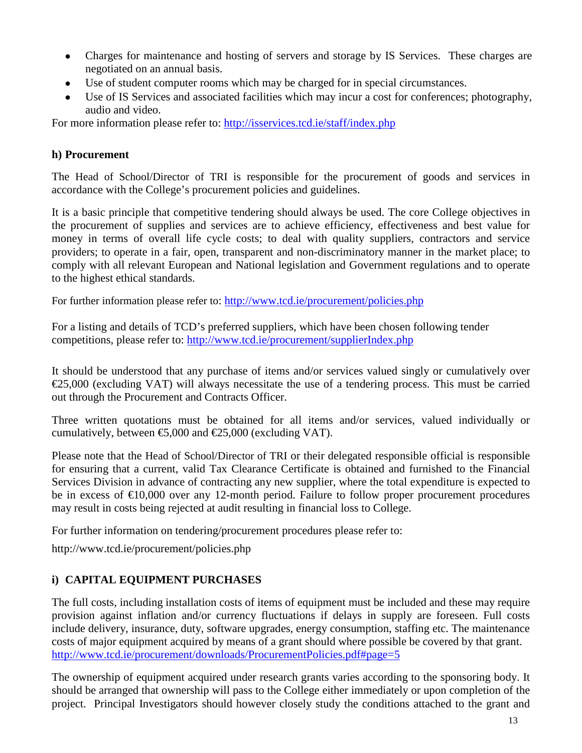- Charges for maintenance and hosting of servers and storage by IS Services. These charges are negotiated on an annual basis.
- Use of student computer rooms which may be charged for in special circumstances.
- Use of IS Services and associated facilities which may incur a cost for conferences; photography, audio and video.

For more information please refer to: http://isservices.tcd.ie/staff/index.php

### h) Procurement

The Head of School/Director of TRI is responsible for the procurement of goods and services in accordance with the College's procurement policies and guidelines.

It is a basic principle that competitive tendering should always be used. The core College objectives in the procurement of supplies and services are to achieve efficiency, effectiveness and best value for money in terms of overall life cycle costs; to deal with quality suppliers, contractors and service providers; to operate in a fair, open, transparent and non-discriminatory manner in the market place; to comply with all relevant European and National legislation and Government regulations and to operate to the highest ethical standards.

For further information please refer to: http://www.tcd.ie/procurement/policies.php

For a listing and details of TCD's preferred suppliers, which have been chosen following tender competitions, please refer to: http://www.tcd.ie/procurement/supplierIndex.php

It should be understood that any purchase of items and/or services valued singly or cumulatively over €25,000 (excluding VAT) will always necessitate the use of a tendering process. This must be carried out through the Procurement and Contracts Officer.

Three written quotations must be obtained for all items and/or services, valued individually or cumulatively, between €5,000 and €25,000 (excluding VAT).

Please note that the Head of School/Director of TRI or their delegated responsible official is responsible for ensuring that a current, valid Tax Clearance Certificate is obtained and furnished to the Financial Services Division in advance of contracting any new supplier, where the total expenditure is expected to be in excess of €10,000 over any 12-month period. Failure to follow proper procurement procedures may result in costs being rejected at audit resulting in financial loss to College.

For further information on tendering/procurement procedures please refer to:

http://www.tcd.ie/procurement/policies.php

### i) CAPITAL EQUIPMENT PURCHASES

The full costs, including installation costs of items of equipment must be included and these may require provision against inflation and/or currency fluctuations if delays in supply are foreseen. Full costs include delivery, insurance, duty, software upgrades, energy consumption, staffing etc. The maintenance costs of major equipment acquired by means of a grant should where possible be covered by that grant. http://www.tcd.ie/procurement/downloads/ProcurementPolicies.pdf#page=5

The ownership of equipment acquired under research grants varies according to the sponsoring body. It should be arranged that ownership will pass to the College either immediately or upon completion of the project. Principal Investigators should however closely study the conditions attached to the grant and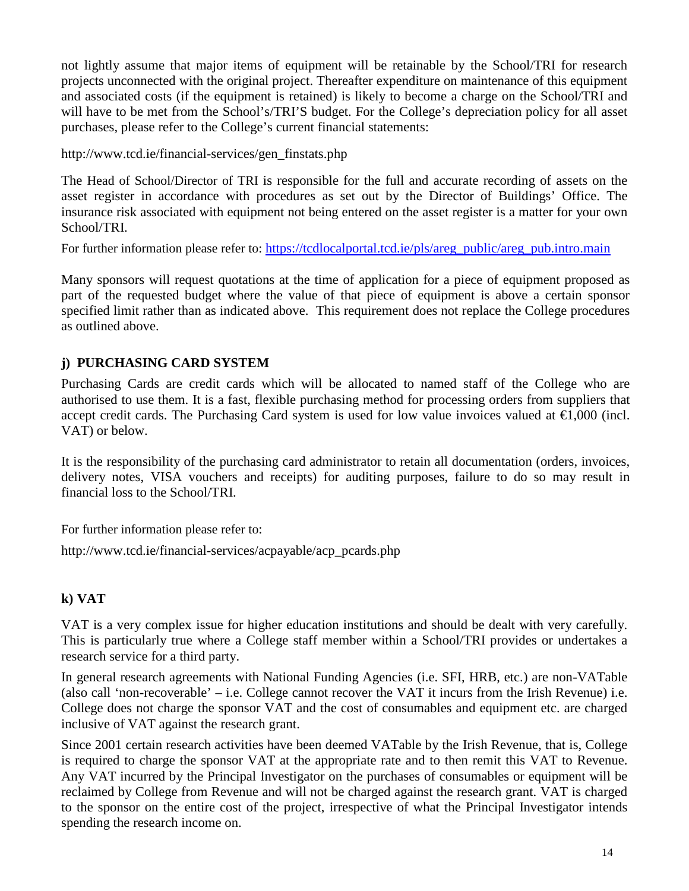not lightly assume that major items of equipment will be retainable by the School/TRI for research projects unconnected with the original project. Thereafter expenditure on maintenance of this equipment and associated costs (if the equipment is retained) is likely to become a charge on the School/TRI and will have to be met from the School's/TRI'S budget. For the College's depreciation policy for all asset purchases, please refer to the College's current financial statements:

http://www.tcd.ie/financial-services/gen_finstats.php

The Head of School/Director of TRI is responsible for the full and accurate recording of assets on the asset register in accordance with procedures as set out by the Director of Buildings' Office. The insurance risk associated with equipment not being entered on the asset register is a matter for your own School/TRI.

For further information please refer to: [https://tcdlocalportal.tcd.ie/pls/areg_public/areg_pub.intro.main](https://tcdlocalportal.tcd.ie/pls/areg_public/areg_pub.intro.main)

Many sponsors will request quotations at the time of application for a piece of equipment proposed as part of the requested budget where the value of that piece of equipment is above a certain sponsor specified limit rather than as indicated above. This requirement does not replace the College procedures as outlined above.

### j) PURCHASING CARD SYSTEM

Purchasing Cards are credit cards which will be allocated to named staff of the College who are authorised to use them. It is a fast, flexible purchasing method for processing orders from suppliers that accept credit cards. The Purchasing Card system is used for low value invoices valued at €1,000 (incl. VAT) or below.

It is the responsibility of the purchasing card administrator to retain all documentation (orders, invoices, delivery notes, VISA vouchers and receipts) for auditing purposes, failure to do so may result in financial loss to the School/TRI.

For further information please refer to:

http://www.tcd.ie/financial-services/acpayable/acp_pcards.php

### k) VAT

VAT is a very complex issue for higher education institutions and should be dealt with very carefully. This is particularly true where a College staff member within a School/TRI provides or undertakes a research service for a third party.

In general research agreements with National Funding Agencies (i.e. SFI, HRB, etc.) are non-VATable (also call 'non-recoverable' – i.e. College cannot recover the VAT it incurs from the Irish Revenue) i.e. College does not charge the sponsor VAT and the cost of consumables and equipment etc. are charged inclusive of VAT against the research grant.

Since 2001 certain research activities have been deemed VATable by the Irish Revenue, that is, College is required to charge the sponsor VAT at the appropriate rate and to then remit this VAT to Revenue. Any VAT incurred by the Principal Investigator on the purchases of consumables or equipment will be reclaimed by College from Revenue and will not be charged against the research grant. VAT is charged to the sponsor on the entire cost of the project, irrespective of what the Principal Investigator intends spending the research income on.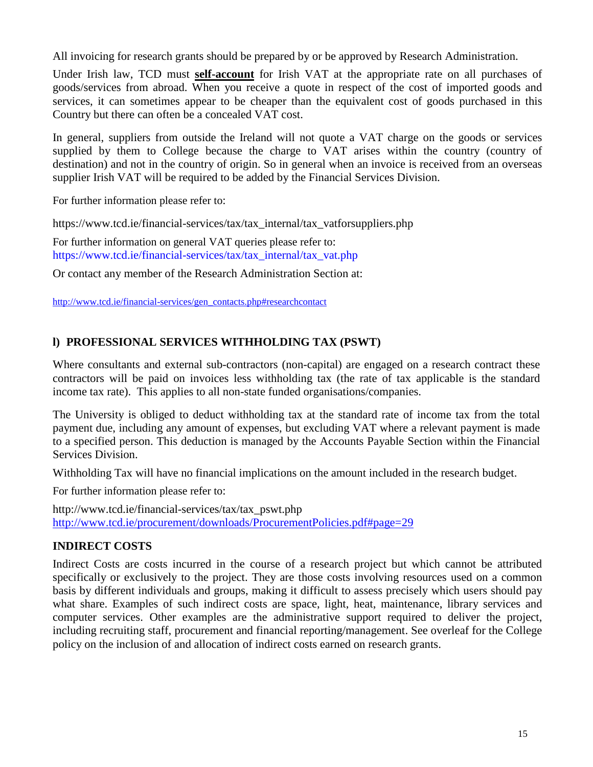All invoicing for research grants should be prepared by or be approved by Research Administration.

Under Irish law, TCD must **self-account** for Irish VAT at the appropriate rate on all purchases of goods/services from abroad. When you receive a quote in respect of the cost of imported goods and services, it can sometimes appear to be cheaper than the equivalent cost of goods purchased in this Country but there can often be a concealed VAT cost.

In general, suppliers from outside the Ireland will not quote a VAT charge on the goods or services supplied by them to College because the charge to VAT arises within the country (country of destination) and not in the country of origin. So in general when an invoice is received from an overseas supplier Irish VAT will be required to be added by the Financial Services Division.

For further information please refer to:

https://www.tcd.ie/financial-services/tax/tax_internal/tax_vatforsuppliers.php

For further information on general VAT queries please refer to:
https://www.tcd.ie/financial-services/tax/tax_internal/tax_vat.php

Or contact any member of the Research Administration Section at:

http://www.tcd.ie/financial-services/gen_contacts.php#researchcontact

### l) PROFESSIONAL SERVICES WITHHOLDING TAX (PSWT)

Where consultants and external sub-contractors (non-capital) are engaged on a research contract these contractors will be paid on invoices less withholding tax (the rate of tax applicable is the standard income tax rate). This applies to all non-state funded organisations/companies.

The University is obliged to deduct withholding tax at the standard rate of income tax from the total payment due, including any amount of expenses, but excluding VAT where a relevant payment is made to a specified person. This deduction is managed by the Accounts Payable Section within the Financial Services Division.

Withholding Tax will have no financial implications on the amount included in the research budget.

For further information please refer to:

http://www.tcd.ie/financial-services/tax/tax_pswt.php
http://www.tcd.ie/procurement/downloads/ProcurementPolicies.pdf#page=29

### INDIRECT COSTS

Indirect Costs are costs incurred in the course of a research project but which cannot be attributed specifically or exclusively to the project. They are those costs involving resources used on a common basis by different individuals and groups, making it difficult to assess precisely which users should pay what share. Examples of such indirect costs are space, light, heat, maintenance, library services and computer services. Other examples are the administrative support required to deliver the project, including recruiting staff, procurement and financial reporting/management. See overleaf for the College policy on the inclusion of and allocation of indirect costs earned on research grants.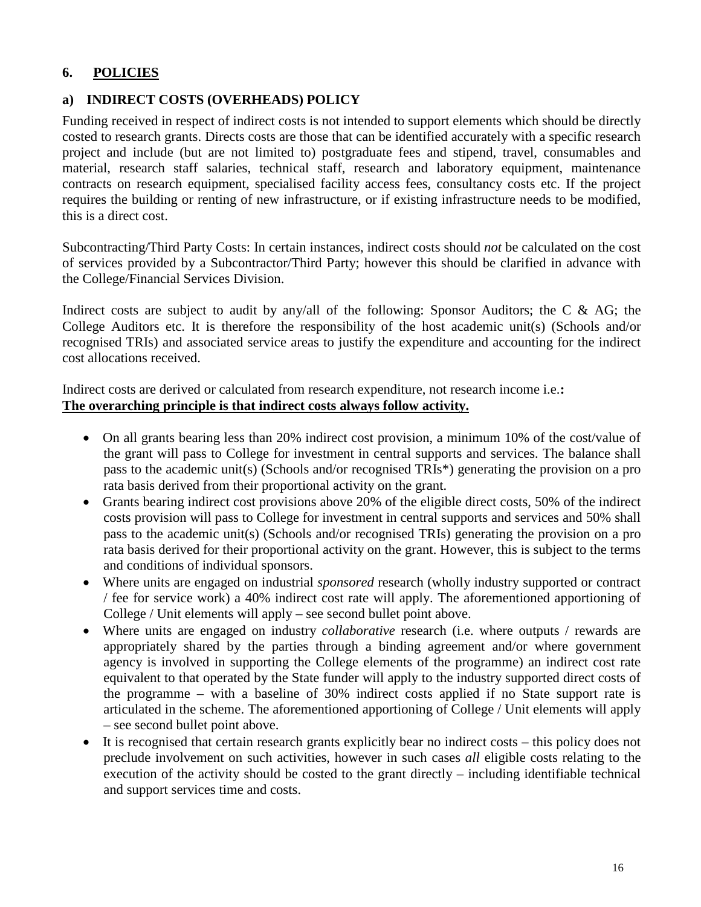## 6. **POLICIES**

### a) INDIRECT COSTS (OVERHEADS) POLICY

Funding received in respect of indirect costs is not intended to support elements which should be directly costed to research grants. Directs costs are those that can be identified accurately with a specific research project and include (but are not limited to) postgraduate fees and stipend, travel, consumables and material, research staff salaries, technical staff, research and laboratory equipment, maintenance contracts on research equipment, specialised facility access fees, consultancy costs etc. If the project requires the building or renting of new infrastructure, or if existing infrastructure needs to be modified, this is a direct cost.

Subcontracting/Third Party Costs: In certain instances, indirect costs should *not* be calculated on the cost of services provided by a Subcontractor/Third Party; however this should be clarified in advance with the College/Financial Services Division.

Indirect costs are subject to audit by any/all of the following: Sponsor Auditors; the C & AG; the College Auditors etc. It is therefore the responsibility of the host academic unit(s) (Schools and/or recognised TRIs) and associated service areas to justify the expenditure and accounting for the indirect cost allocations received.

Indirect costs are derived or calculated from research expenditure, not research income i.e.**:**
**The overarching principle is that indirect costs always follow activity.**

- On all grants bearing less than 20% indirect cost provision, a minimum 10% of the cost/value of the grant will pass to College for investment in central supports and services. The balance shall pass to the academic unit(s) (Schools and/or recognised TRIs*) generating the provision on a pro rata basis derived from their proportional activity on the grant.
- Grants bearing indirect cost provisions above 20% of the eligible direct costs, 50% of the indirect costs provision will pass to College for investment in central supports and services and 50% shall pass to the academic unit(s) (Schools and/or recognised TRIs) generating the provision on a pro rata basis derived for their proportional activity on the grant. However, this is subject to the terms and conditions of individual sponsors.
- Where units are engaged on industrial *sponsored* research (wholly industry supported or contract / fee for service work) a 40% indirect cost rate will apply. The aforementioned apportioning of College / Unit elements will apply – see second bullet point above.
- Where units are engaged on industry *collaborative* research (i.e. where outputs / rewards are appropriately shared by the parties through a binding agreement and/or where government agency is involved in supporting the College elements of the programme) an indirect cost rate equivalent to that operated by the State funder will apply to the industry supported direct costs of the programme – with a baseline of 30% indirect costs applied if no State support rate is articulated in the scheme. The aforementioned apportioning of College / Unit elements will apply – see second bullet point above.
- It is recognised that certain research grants explicitly bear no indirect costs – this policy does not preclude involvement on such activities, however in such cases *all* eligible costs relating to the execution of the activity should be costed to the grant directly – including identifiable technical and support services time and costs.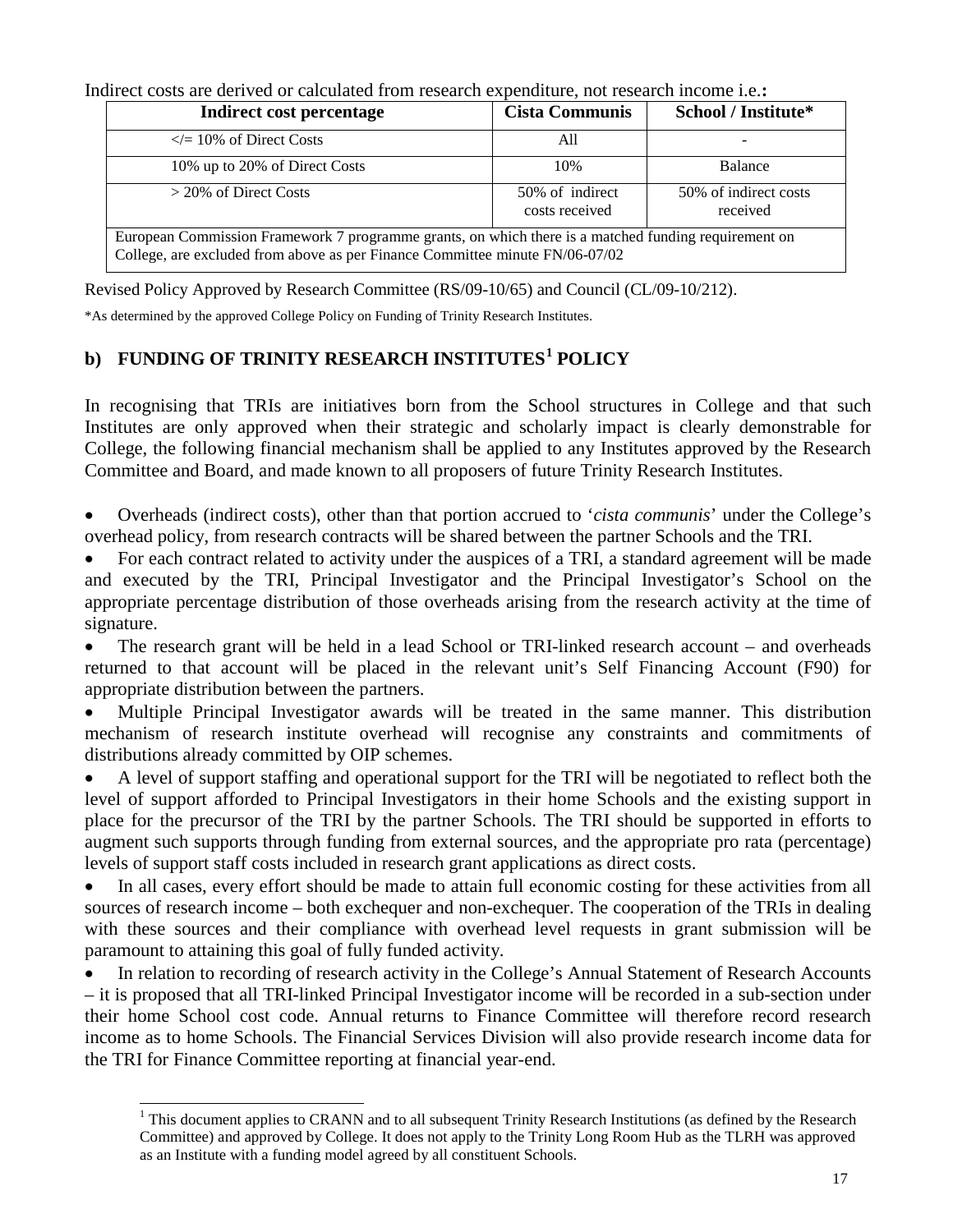Indirect costs are derived or calculated from research expenditure, not research income i.e.**:**

| Indirect cost percentage | Cista Communis | School / Institute* |
|---|---|---|
| </= 10% of Direct Costs | All | - |
| 10% up to 20% of Direct Costs | 10% | Balance |
| > 20% of Direct Costs | 50% of indirect costs received | 50% of indirect costs received |
| European Commission Framework 7 programme grants, on which there is a matched funding requirement on College, are excluded from above as per Finance Committee minute FN/06-07/02 | | |

Revised Policy Approved by Research Committee (RS/09-10/65) and Council (CL/09-10/212).

*As determined by the approved College Policy on Funding of Trinity Research Institutes.

## b) FUNDING OF TRINITY RESEARCH INSTITUTES[1] POLICY

In recognising that TRIs are initiatives born from the School structures in College and that such Institutes are only approved when their strategic and scholarly impact is clearly demonstrable for College, the following financial mechanism shall be applied to any Institutes approved by the Research Committee and Board, and made known to all proposers of future Trinity Research Institutes.

- Overheads (indirect costs), other than that portion accrued to '*cista communis*' under the College's overhead policy, from research contracts will be shared between the partner Schools and the TRI.
- For each contract related to activity under the auspices of a TRI, a standard agreement will be made and executed by the TRI, Principal Investigator and the Principal Investigator's School on the appropriate percentage distribution of those overheads arising from the research activity at the time of signature.
- The research grant will be held in a lead School or TRI-linked research account – and overheads returned to that account will be placed in the relevant unit's Self Financing Account (F90) for appropriate distribution between the partners.
- Multiple Principal Investigator awards will be treated in the same manner. This distribution mechanism of research institute overhead will recognise any constraints and commitments of distributions already committed by OIP schemes.
- A level of support staffing and operational support for the TRI will be negotiated to reflect both the level of support afforded to Principal Investigators in their home Schools and the existing support in place for the precursor of the TRI by the partner Schools. The TRI should be supported in efforts to augment such supports through funding from external sources, and the appropriate pro rata (percentage) levels of support staff costs included in research grant applications as direct costs.
- In all cases, every effort should be made to attain full economic costing for these activities from all sources of research income – both exchequer and non-exchequer. The cooperation of the TRIs in dealing with these sources and their compliance with overhead level requests in grant submission will be paramount to attaining this goal of fully funded activity.
- In relation to recording of research activity in the College's Annual Statement of Research Accounts – it is proposed that all TRI-linked Principal Investigator income will be recorded in a sub-section under their home School cost code. Annual returns to Finance Committee will therefore record research income as to home Schools. The Financial Services Division will also provide research income data for the TRI for Finance Committee reporting at financial year-end.

[1] This document applies to CRANN and to all subsequent Trinity Research Institutions (as defined by the Research Committee) and approved by College. It does not apply to the Trinity Long Room Hub as the TLRH was approved as an Institute with a funding model agreed by all constituent Schools.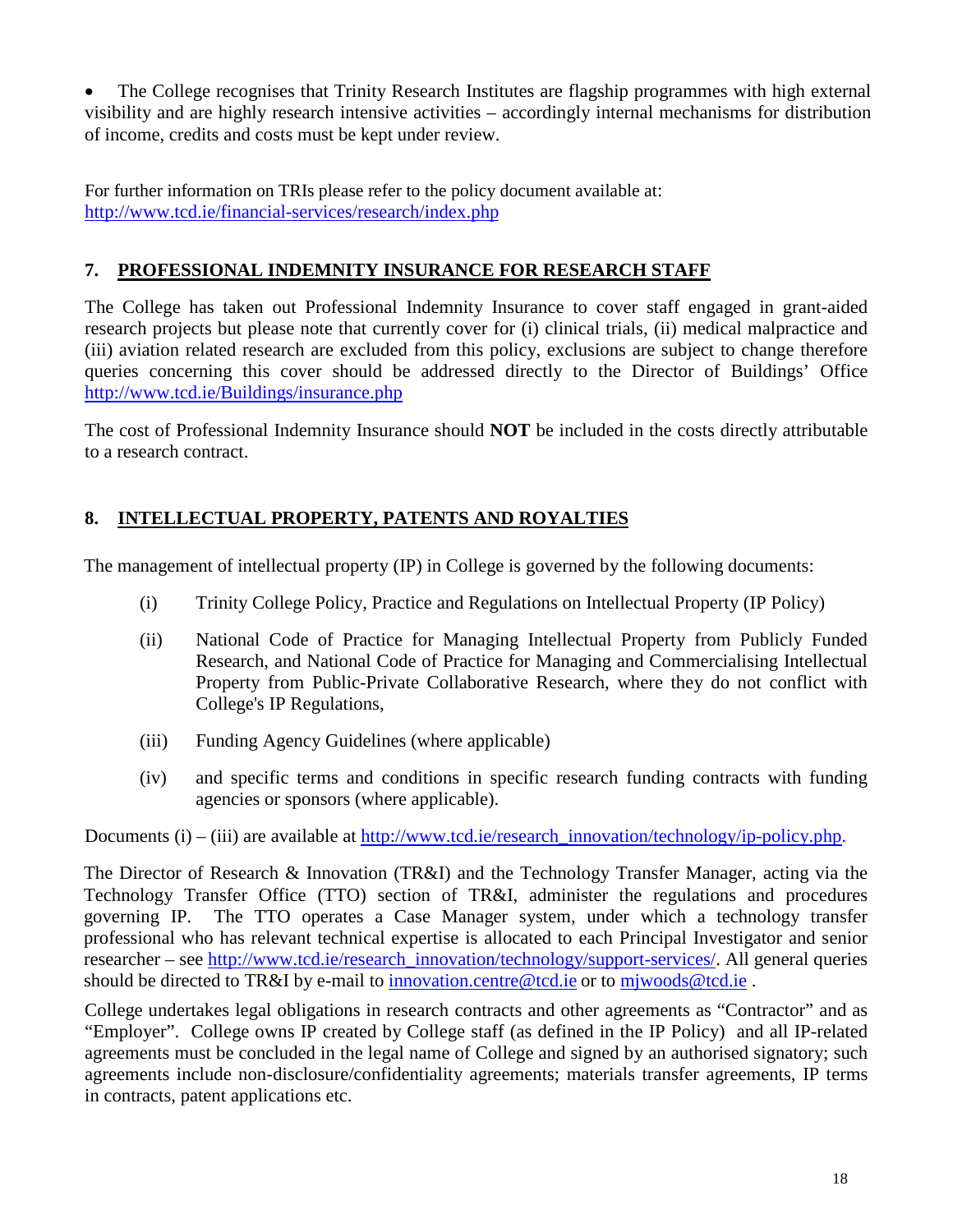- The College recognises that Trinity Research Institutes are flagship programmes with high external visibility and are highly research intensive activities – accordingly internal mechanisms for distribution of income, credits and costs must be kept under review.

For further information on TRIs please refer to the policy document available at: http://www.tcd.ie/financial-services/research/index.php

## 7. PROFESSIONAL INDEMNITY INSURANCE FOR RESEARCH STAFF

The College has taken out Professional Indemnity Insurance to cover staff engaged in grant-aided research projects but please note that currently cover for (i) clinical trials, (ii) medical malpractice and (iii) aviation related research are excluded from this policy, exclusions are subject to change therefore queries concerning this cover should be addressed directly to the Director of Buildings' Office http://www.tcd.ie/Buildings/insurance.php

The cost of Professional Indemnity Insurance should **NOT** be included in the costs directly attributable to a research contract.

## 8. INTELLECTUAL PROPERTY, PATENTS AND ROYALTIES

The management of intellectual property (IP) in College is governed by the following documents:

(i) Trinity College Policy, Practice and Regulations on Intellectual Property (IP Policy)

(ii) National Code of Practice for Managing Intellectual Property from Publicly Funded Research, and National Code of Practice for Managing and Commercialising Intellectual Property from Public-Private Collaborative Research, where they do not conflict with College's IP Regulations,

(iii) Funding Agency Guidelines (where applicable)

(iv) and specific terms and conditions in specific research funding contracts with funding agencies or sponsors (where applicable).

Documents (i) – (iii) are available at http://www.tcd.ie/research_innovation/technology/ip-policy.php.

The Director of Research & Innovation (TR&I) and the Technology Transfer Manager, acting via the Technology Transfer Office (TTO) section of TR&I, administer the regulations and procedures governing IP. The TTO operates a Case Manager system, under which a technology transfer professional who has relevant technical expertise is allocated to each Principal Investigator and senior researcher – see http://www.tcd.ie/research_innovation/technology/support-services/. All general queries should be directed to TR&I by e-mail to innovation.centre@tcd.ie or to mjwoods@tcd.ie .

College undertakes legal obligations in research contracts and other agreements as "Contractor" and as "Employer". College owns IP created by College staff (as defined in the IP Policy) and all IP-related agreements must be concluded in the legal name of College and signed by an authorised signatory; such agreements include non-disclosure/confidentiality agreements; materials transfer agreements, IP terms in contracts, patent applications etc.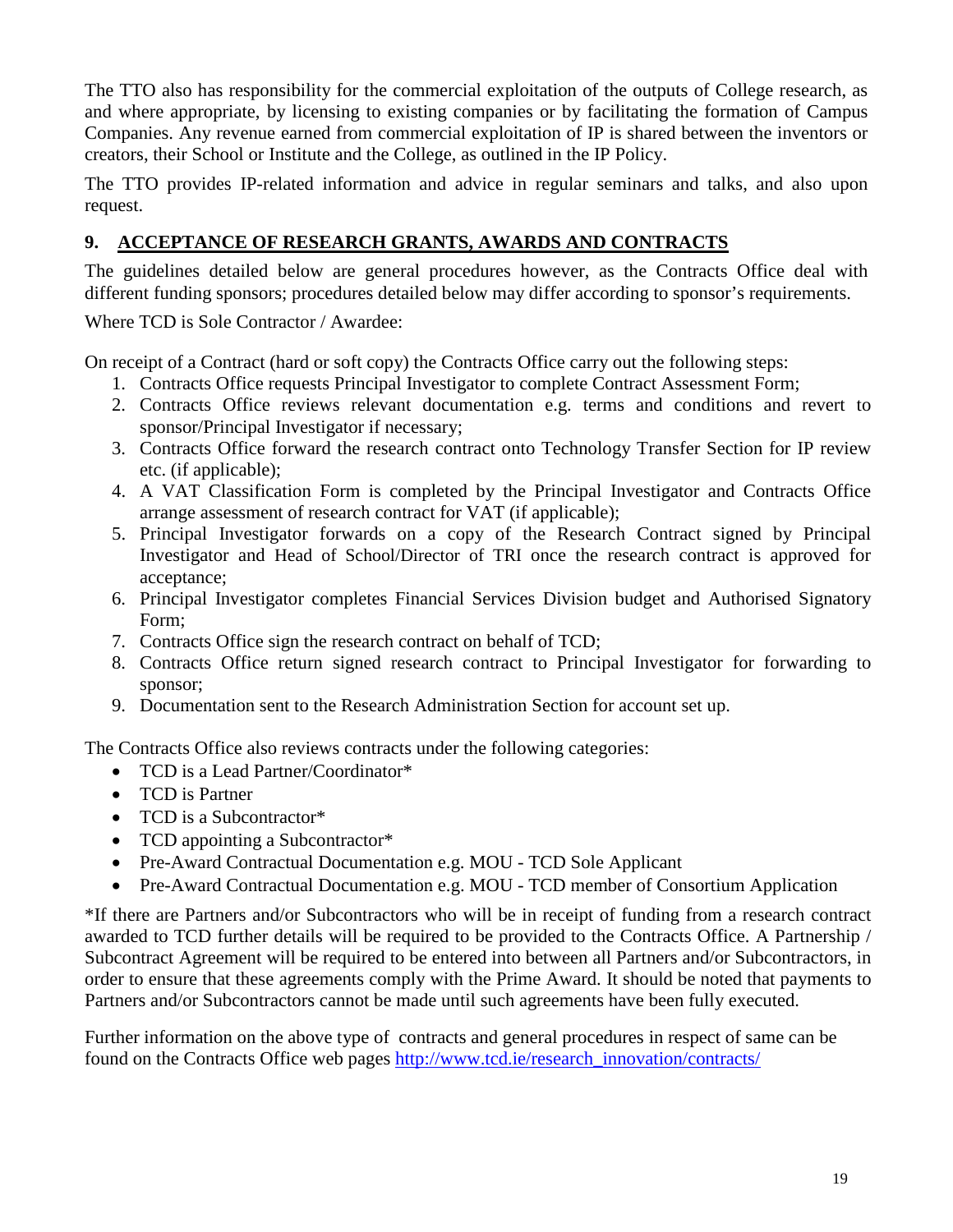The TTO also has responsibility for the commercial exploitation of the outputs of College research, as and where appropriate, by licensing to existing companies or by facilitating the formation of Campus Companies. Any revenue earned from commercial exploitation of IP is shared between the inventors or creators, their School or Institute and the College, as outlined in the IP Policy.

The TTO provides IP-related information and advice in regular seminars and talks, and also upon request.

## 9. ACCEPTANCE OF RESEARCH GRANTS, AWARDS AND CONTRACTS

The guidelines detailed below are general procedures however, as the Contracts Office deal with different funding sponsors; procedures detailed below may differ according to sponsor's requirements.

Where TCD is Sole Contractor / Awardee:

On receipt of a Contract (hard or soft copy) the Contracts Office carry out the following steps:

1. Contracts Office requests Principal Investigator to complete Contract Assessment Form;
2. Contracts Office reviews relevant documentation e.g. terms and conditions and revert to sponsor/Principal Investigator if necessary;
3. Contracts Office forward the research contract onto Technology Transfer Section for IP review etc. (if applicable);
4. A VAT Classification Form is completed by the Principal Investigator and Contracts Office arrange assessment of research contract for VAT (if applicable);
5. Principal Investigator forwards on a copy of the Research Contract signed by Principal Investigator and Head of School/Director of TRI once the research contract is approved for acceptance;
6. Principal Investigator completes Financial Services Division budget and Authorised Signatory Form;
7. Contracts Office sign the research contract on behalf of TCD;
8. Contracts Office return signed research contract to Principal Investigator for forwarding to sponsor;
9. Documentation sent to the Research Administration Section for account set up.

The Contracts Office also reviews contracts under the following categories:

- TCD is a Lead Partner/Coordinator*
- TCD is Partner
- TCD is a Subcontractor*
- TCD appointing a Subcontractor*
- Pre-Award Contractual Documentation e.g. MOU - TCD Sole Applicant
- Pre-Award Contractual Documentation e.g. MOU - TCD member of Consortium Application

*If there are Partners and/or Subcontractors who will be in receipt of funding from a research contract awarded to TCD further details will be required to be provided to the Contracts Office. A Partnership / Subcontract Agreement will be required to be entered into between all Partners and/or Subcontractors, in order to ensure that these agreements comply with the Prime Award. It should be noted that payments to Partners and/or Subcontractors cannot be made until such agreements have been fully executed.

Further information on the above type of contracts and general procedures in respect of same can be found on the Contracts Office web pages http://www.tcd.ie/research_innovation/contracts/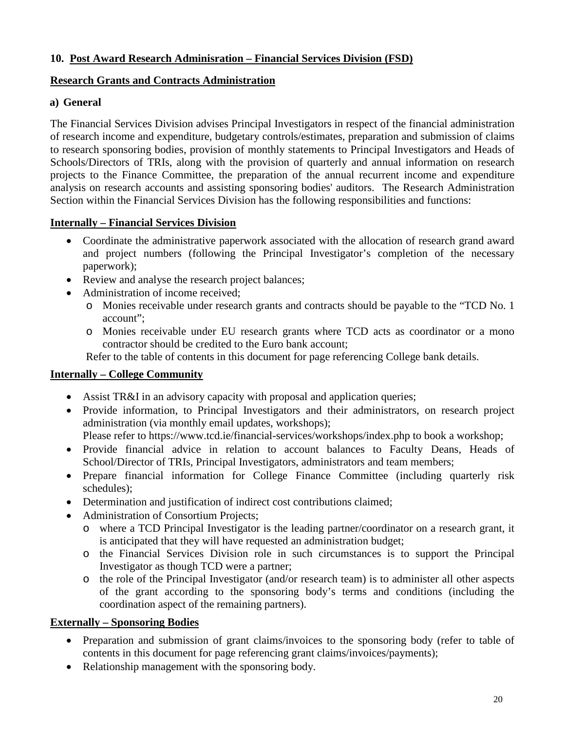## 10. Post Award Research Adminisration – Financial Services Division (FSD)

### Research Grants and Contracts Administration

#### a) General

The Financial Services Division advises Principal Investigators in respect of the financial administration of research income and expenditure, budgetary controls/estimates, preparation and submission of claims to research sponsoring bodies, provision of monthly statements to Principal Investigators and Heads of Schools/Directors of TRIs, along with the provision of quarterly and annual information on research projects to the Finance Committee, the preparation of the annual recurrent income and expenditure analysis on research accounts and assisting sponsoring bodies' auditors. The Research Administration Section within the Financial Services Division has the following responsibilities and functions:

**Internally – Financial Services Division**

- Coordinate the administrative paperwork associated with the allocation of research grand award and project numbers (following the Principal Investigator's completion of the necessary paperwork);
- Review and analyse the research project balances;
- Administration of income received;
  - Monies receivable under research grants and contracts should be payable to the "TCD No. 1 account";
  - Monies receivable under EU research grants where TCD acts as coordinator or a mono contractor should be credited to the Euro bank account;

  Refer to the table of contents in this document for page referencing College bank details.

**Internally – College Community**

- Assist TR&I in an advisory capacity with proposal and application queries;
- Provide information, to Principal Investigators and their administrators, on research project administration (via monthly email updates, workshops);
  Please refer to https://www.tcd.ie/financial-services/workshops/index.php to book a workshop;
- Provide financial advice in relation to account balances to Faculty Deans, Heads of School/Director of TRIs, Principal Investigators, administrators and team members;
- Prepare financial information for College Finance Committee (including quarterly risk schedules);
- Determination and justification of indirect cost contributions claimed;
- Administration of Consortium Projects;
  - where a TCD Principal Investigator is the leading partner/coordinator on a research grant, it is anticipated that they will have requested an administration budget;
  - the Financial Services Division role in such circumstances is to support the Principal Investigator as though TCD were a partner;
  - the role of the Principal Investigator (and/or research team) is to administer all other aspects of the grant according to the sponsoring body's terms and conditions (including the coordination aspect of the remaining partners).

**Externally – Sponsoring Bodies**

- Preparation and submission of grant claims/invoices to the sponsoring body (refer to table of contents in this document for page referencing grant claims/invoices/payments);
- Relationship management with the sponsoring body.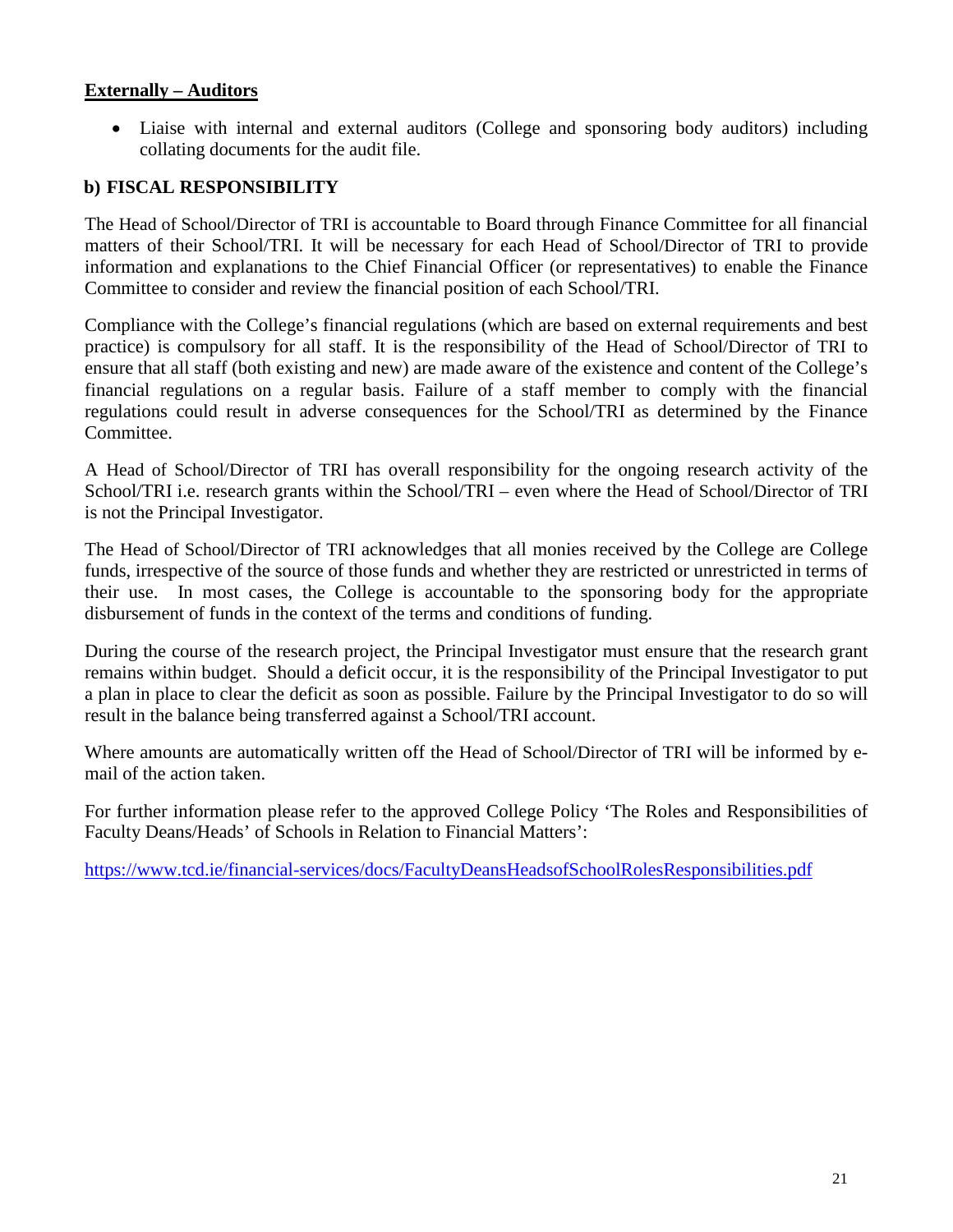**Externally – Auditors**

- Liaise with internal and external auditors (College and sponsoring body auditors) including collating documents for the audit file.

**b) FISCAL RESPONSIBILITY**

The Head of School/Director of TRI is accountable to Board through Finance Committee for all financial matters of their School/TRI. It will be necessary for each Head of School/Director of TRI to provide information and explanations to the Chief Financial Officer (or representatives) to enable the Finance Committee to consider and review the financial position of each School/TRI.

Compliance with the College's financial regulations (which are based on external requirements and best practice) is compulsory for all staff. It is the responsibility of the Head of School/Director of TRI to ensure that all staff (both existing and new) are made aware of the existence and content of the College's financial regulations on a regular basis. Failure of a staff member to comply with the financial regulations could result in adverse consequences for the School/TRI as determined by the Finance Committee.

A Head of School/Director of TRI has overall responsibility for the ongoing research activity of the School/TRI i.e. research grants within the School/TRI – even where the Head of School/Director of TRI is not the Principal Investigator.

The Head of School/Director of TRI acknowledges that all monies received by the College are College funds, irrespective of the source of those funds and whether they are restricted or unrestricted in terms of their use. In most cases, the College is accountable to the sponsoring body for the appropriate disbursement of funds in the context of the terms and conditions of funding.

During the course of the research project, the Principal Investigator must ensure that the research grant remains within budget. Should a deficit occur, it is the responsibility of the Principal Investigator to put a plan in place to clear the deficit as soon as possible. Failure by the Principal Investigator to do so will result in the balance being transferred against a School/TRI account.

Where amounts are automatically written off the Head of School/Director of TRI will be informed by e-mail of the action taken.

For further information please refer to the approved College Policy 'The Roles and Responsibilities of Faculty Deans/Heads' of Schools in Relation to Financial Matters':

https://www.tcd.ie/financial-services/docs/FacultyDeansHeadsofSchoolRolesResponsibilities.pdf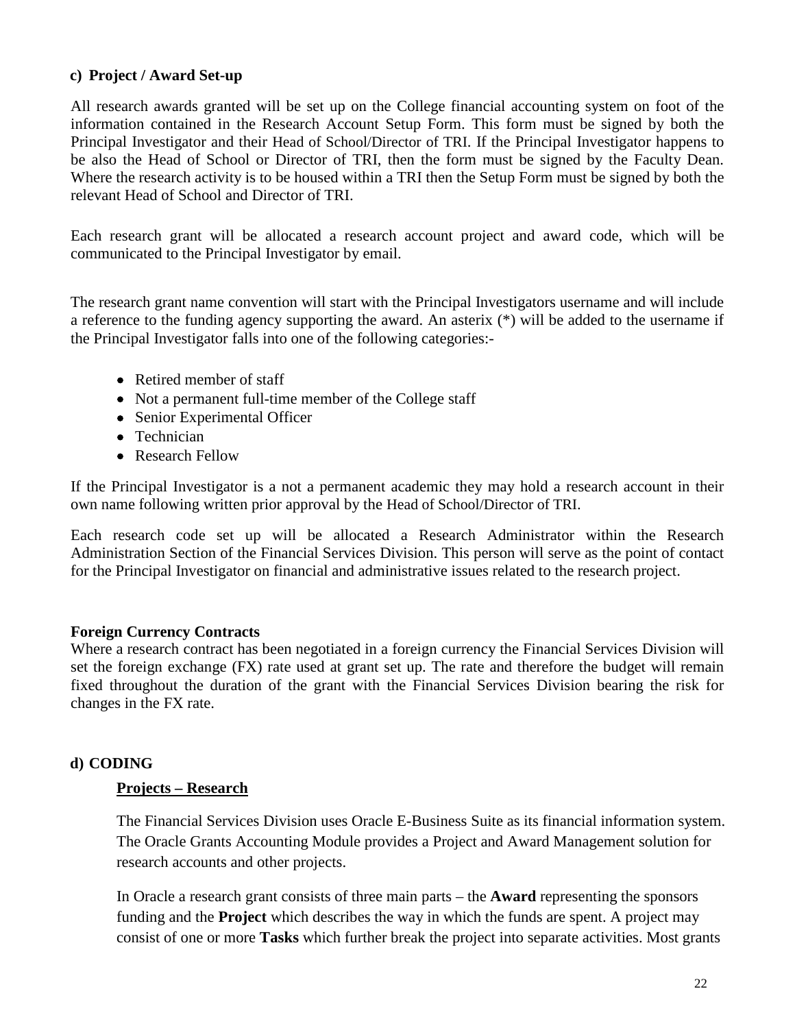### c) Project / Award Set-up

All research awards granted will be set up on the College financial accounting system on foot of the information contained in the Research Account Setup Form. This form must be signed by both the Principal Investigator and their Head of School/Director of TRI. If the Principal Investigator happens to be also the Head of School or Director of TRI, then the form must be signed by the Faculty Dean. Where the research activity is to be housed within a TRI then the Setup Form must be signed by both the relevant Head of School and Director of TRI.

Each research grant will be allocated a research account project and award code, which will be communicated to the Principal Investigator by email.

The research grant name convention will start with the Principal Investigators username and will include a reference to the funding agency supporting the award. An asterix (*) will be added to the username if the Principal Investigator falls into one of the following categories:-

- Retired member of staff
- Not a permanent full-time member of the College staff
- Senior Experimental Officer
- Technician
- Research Fellow

If the Principal Investigator is a not a permanent academic they may hold a research account in their own name following written prior approval by the Head of School/Director of TRI.

Each research code set up will be allocated a Research Administrator within the Research Administration Section of the Financial Services Division. This person will serve as the point of contact for the Principal Investigator on financial and administrative issues related to the research project.

**Foreign Currency Contracts**

Where a research contract has been negotiated in a foreign currency the Financial Services Division will set the foreign exchange (FX) rate used at grant set up. The rate and therefore the budget will remain fixed throughout the duration of the grant with the Financial Services Division bearing the risk for changes in the FX rate.

### d) CODING

**Projects – Research**

The Financial Services Division uses Oracle E-Business Suite as its financial information system. The Oracle Grants Accounting Module provides a Project and Award Management solution for research accounts and other projects.

In Oracle a research grant consists of three main parts – the **Award** representing the sponsors funding and the **Project** which describes the way in which the funds are spent. A project may consist of one or more **Tasks** which further break the project into separate activities. Most grants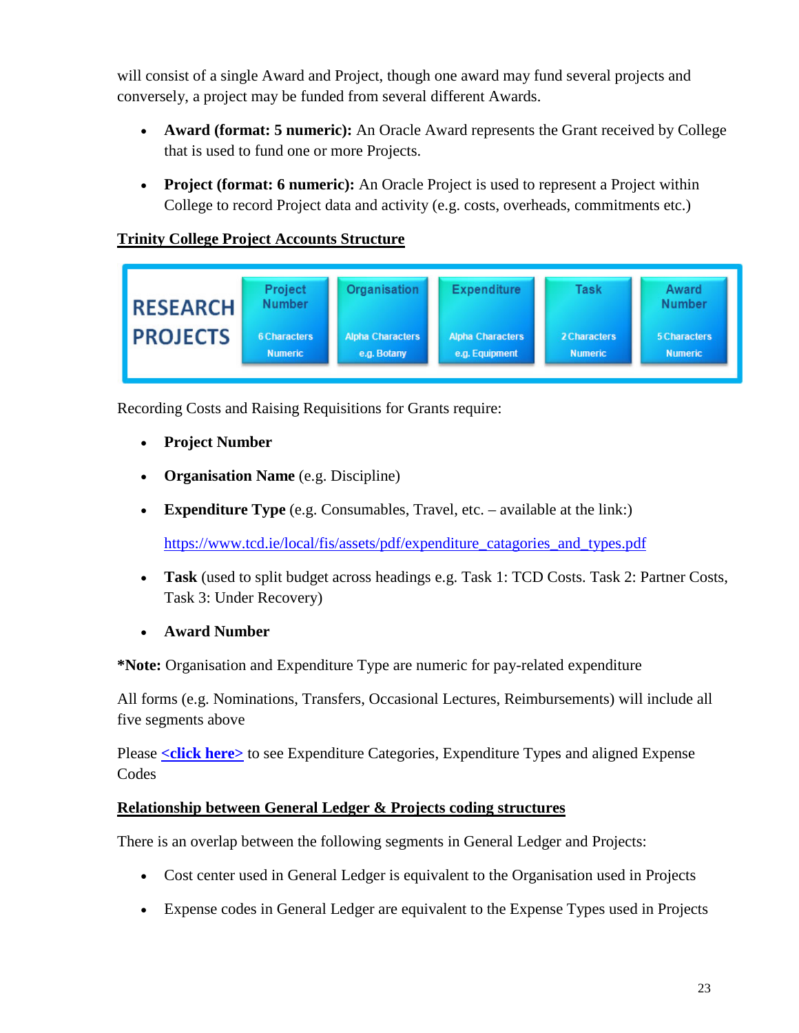will consist of a single Award and Project, though one award may fund several projects and conversely, a project may be funded from several different Awards.

- **Award (format: 5 numeric):** An Oracle Award represents the Grant received by College that is used to fund one or more Projects.
- **Project (format: 6 numeric):** An Oracle Project is used to represent a Project within College to record Project data and activity (e.g. costs, overheads, commitments etc.)

**Trinity College Project Accounts Structure**

| RESEARCH PROJECTS | Project Number | Organisation | Expenditure | Task | Award Number |
|---|---|---|---|---|---|
| | 6 Characters Numeric | Alpha Characters e.g. Botany | Alpha Characters e.g. Equipment | 2 Characters Numeric | 5 Characters Numeric |

Recording Costs and Raising Requisitions for Grants require:

- **Project Number**
- **Organisation Name** (e.g. Discipline)
- **Expenditure Type** (e.g. Consumables, Travel, etc. – available at the link:)

  https://www.tcd.ie/local/fis/assets/pdf/expenditure_catagories_and_types.pdf

- **Task** (used to split budget across headings e.g. Task 1: TCD Costs. Task 2: Partner Costs, Task 3: Under Recovery)
- **Award Number**

***Note:** Organisation and Expenditure Type are numeric for pay-related expenditure

All forms (e.g. Nominations, Transfers, Occasional Lectures, Reimbursements) will include all five segments above

Please **<click here>** to see Expenditure Categories, Expenditure Types and aligned Expense Codes

**Relationship between General Ledger & Projects coding structures**

There is an overlap between the following segments in General Ledger and Projects:

- Cost center used in General Ledger is equivalent to the Organisation used in Projects
- Expense codes in General Ledger are equivalent to the Expense Types used in Projects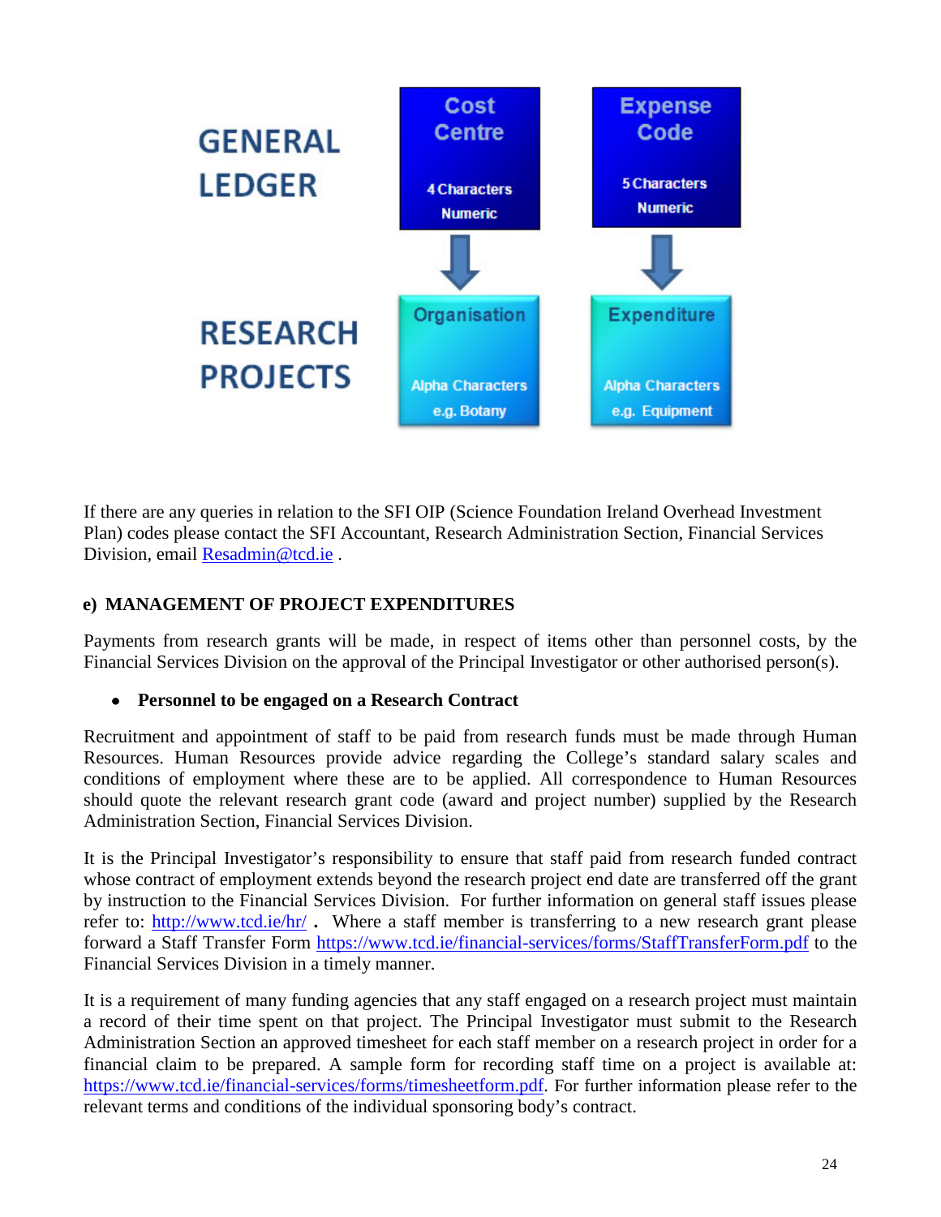GENERAL LEDGER

Cost Centre

4 Characters Numeric

Expense Code

5 Characters Numeric

RESEARCH PROJECTS

Organisation

Alpha Characters e.g. Botany

Expenditure

Alpha Characters e.g. Equipment

If there are any queries in relation to the SFI OIP (Science Foundation Ireland Overhead Investment Plan) codes please contact the SFI Accountant, Research Administration Section, Financial Services Division, email Resadmin@tcd.ie .

## e) MANAGEMENT OF PROJECT EXPENDITURES

Payments from research grants will be made, in respect of items other than personnel costs, by the Financial Services Division on the approval of the Principal Investigator or other authorised person(s).

- **Personnel to be engaged on a Research Contract**

Recruitment and appointment of staff to be paid from research funds must be made through Human Resources. Human Resources provide advice regarding the College's standard salary scales and conditions of employment where these are to be applied. All correspondence to Human Resources should quote the relevant research grant code (award and project number) supplied by the Research Administration Section, Financial Services Division.

It is the Principal Investigator's responsibility to ensure that staff paid from research funded contract whose contract of employment extends beyond the research project end date are transferred off the grant by instruction to the Financial Services Division. For further information on general staff issues please refer to: http://www.tcd.ie/hr/ . Where a staff member is transferring to a new research grant please forward a Staff Transfer Form https://www.tcd.ie/financial-services/forms/StaffTransferForm.pdf to the Financial Services Division in a timely manner.

It is a requirement of many funding agencies that any staff engaged on a research project must maintain a record of their time spent on that project. The Principal Investigator must submit to the Research Administration Section an approved timesheet for each staff member on a research project in order for a financial claim to be prepared. A sample form for recording staff time on a project is available at: https://www.tcd.ie/financial-services/forms/timesheetform.pdf. For further information please refer to the relevant terms and conditions of the individual sponsoring body's contract.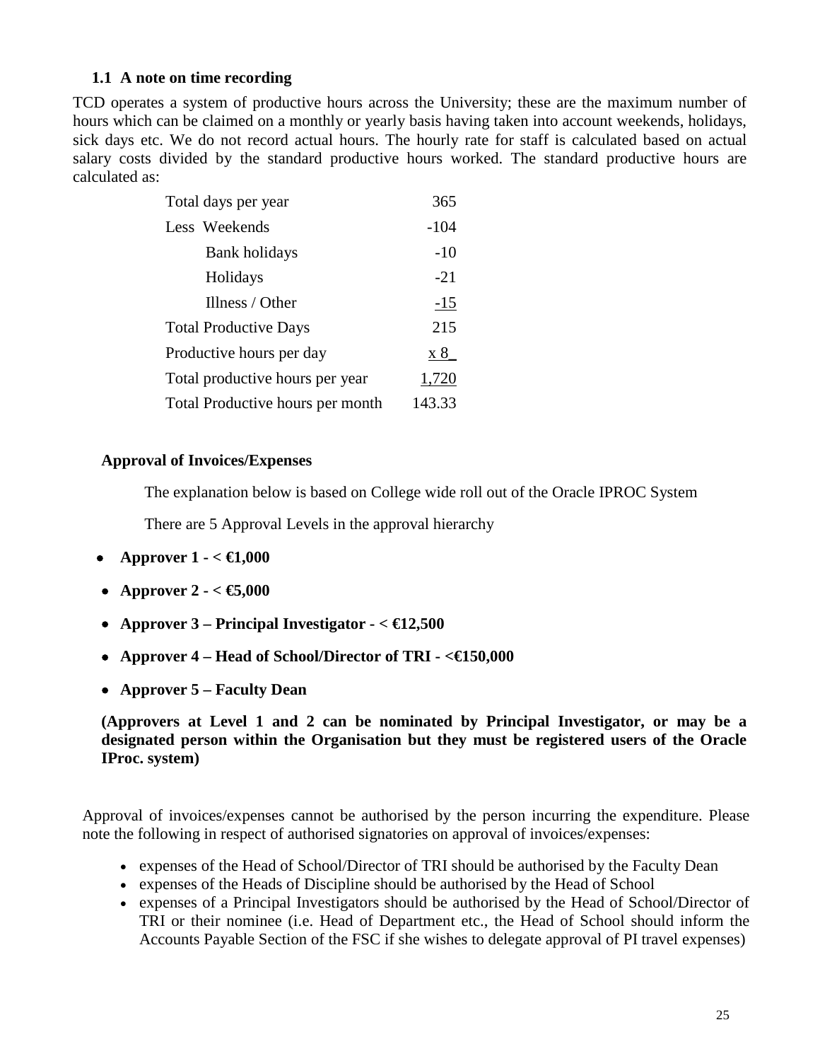### 1.1 A note on time recording

TCD operates a system of productive hours across the University; these are the maximum number of hours which can be claimed on a monthly or yearly basis having taken into account weekends, holidays, sick days etc. We do not record actual hours. The hourly rate for staff is calculated based on actual salary costs divided by the standard productive hours worked. The standard productive hours are calculated as:

| | |
|---|---|
| Total days per year | 365 |
| Less Weekends | -104 |
| Bank holidays | -10 |
| Holidays | -21 |
| Illness / Other | -15 |
| Total Productive Days | 215 |
| Productive hours per day | x 8 |
| Total productive hours per year | 1,720 |
| Total Productive hours per month | 143.33 |

**Approval of Invoices/Expenses**

The explanation below is based on College wide roll out of the Oracle IPROC System

There are 5 Approval Levels in the approval hierarchy

- **Approver 1 - < €1,000**
- **Approver 2 - < €5,000**
- **Approver 3 – Principal Investigator - < €12,500**
- **Approver 4 – Head of School/Director of TRI - <€150,000**
- **Approver 5 – Faculty Dean**

**(Approvers at Level 1 and 2 can be nominated by Principal Investigator, or may be a designated person within the Organisation but they must be registered users of the Oracle IProc. system)**

Approval of invoices/expenses cannot be authorised by the person incurring the expenditure. Please note the following in respect of authorised signatories on approval of invoices/expenses:

- expenses of the Head of School/Director of TRI should be authorised by the Faculty Dean
- expenses of the Heads of Discipline should be authorised by the Head of School
- expenses of a Principal Investigators should be authorised by the Head of School/Director of TRI or their nominee (i.e. Head of Department etc., the Head of School should inform the Accounts Payable Section of the FSC if she wishes to delegate approval of PI travel expenses)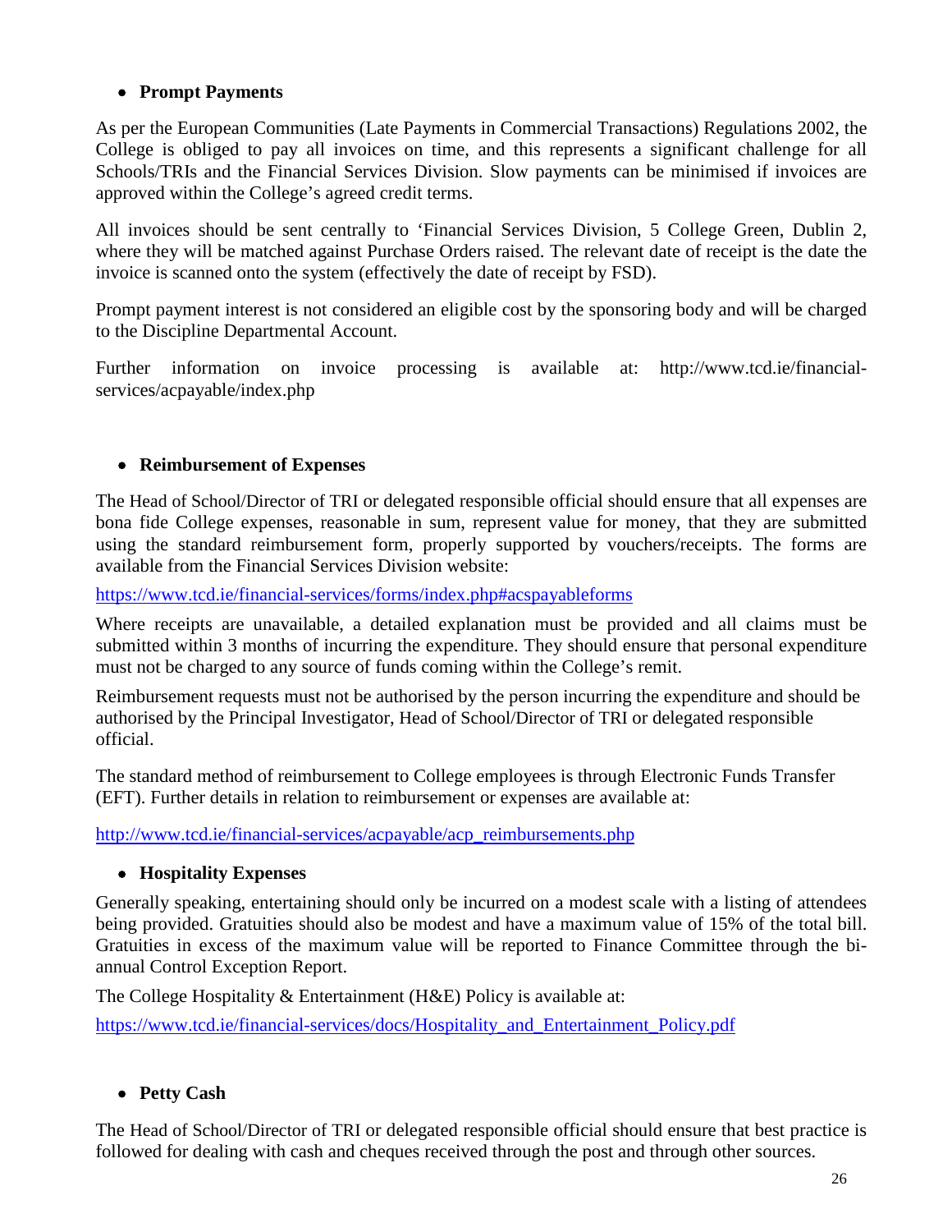- **Prompt Payments**

As per the European Communities (Late Payments in Commercial Transactions) Regulations 2002, the College is obliged to pay all invoices on time, and this represents a significant challenge for all Schools/TRIs and the Financial Services Division. Slow payments can be minimised if invoices are approved within the College's agreed credit terms.

All invoices should be sent centrally to 'Financial Services Division, 5 College Green, Dublin 2, where they will be matched against Purchase Orders raised. The relevant date of receipt is the date the invoice is scanned onto the system (effectively the date of receipt by FSD).

Prompt payment interest is not considered an eligible cost by the sponsoring body and will be charged to the Discipline Departmental Account.

Further information on invoice processing is available at: http://www.tcd.ie/financial-services/acpayable/index.php

- **Reimbursement of Expenses**

The Head of School/Director of TRI or delegated responsible official should ensure that all expenses are bona fide College expenses, reasonable in sum, represent value for money, that they are submitted using the standard reimbursement form, properly supported by vouchers/receipts. The forms are available from the Financial Services Division website:

https://www.tcd.ie/financial-services/forms/index.php#acspayableforms

Where receipts are unavailable, a detailed explanation must be provided and all claims must be submitted within 3 months of incurring the expenditure. They should ensure that personal expenditure must not be charged to any source of funds coming within the College's remit.

Reimbursement requests must not be authorised by the person incurring the expenditure and should be authorised by the Principal Investigator, Head of School/Director of TRI or delegated responsible official.

The standard method of reimbursement to College employees is through Electronic Funds Transfer (EFT). Further details in relation to reimbursement or expenses are available at:

http://www.tcd.ie/financial-services/acpayable/acp_reimbursements.php

- **Hospitality Expenses**

Generally speaking, entertaining should only be incurred on a modest scale with a listing of attendees being provided. Gratuities should also be modest and have a maximum value of 15% of the total bill. Gratuities in excess of the maximum value will be reported to Finance Committee through the bi-annual Control Exception Report.

The College Hospitality & Entertainment (H&E) Policy is available at:

https://www.tcd.ie/financial-services/docs/Hospitality_and_Entertainment_Policy.pdf

- **Petty Cash**

The Head of School/Director of TRI or delegated responsible official should ensure that best practice is followed for dealing with cash and cheques received through the post and through other sources.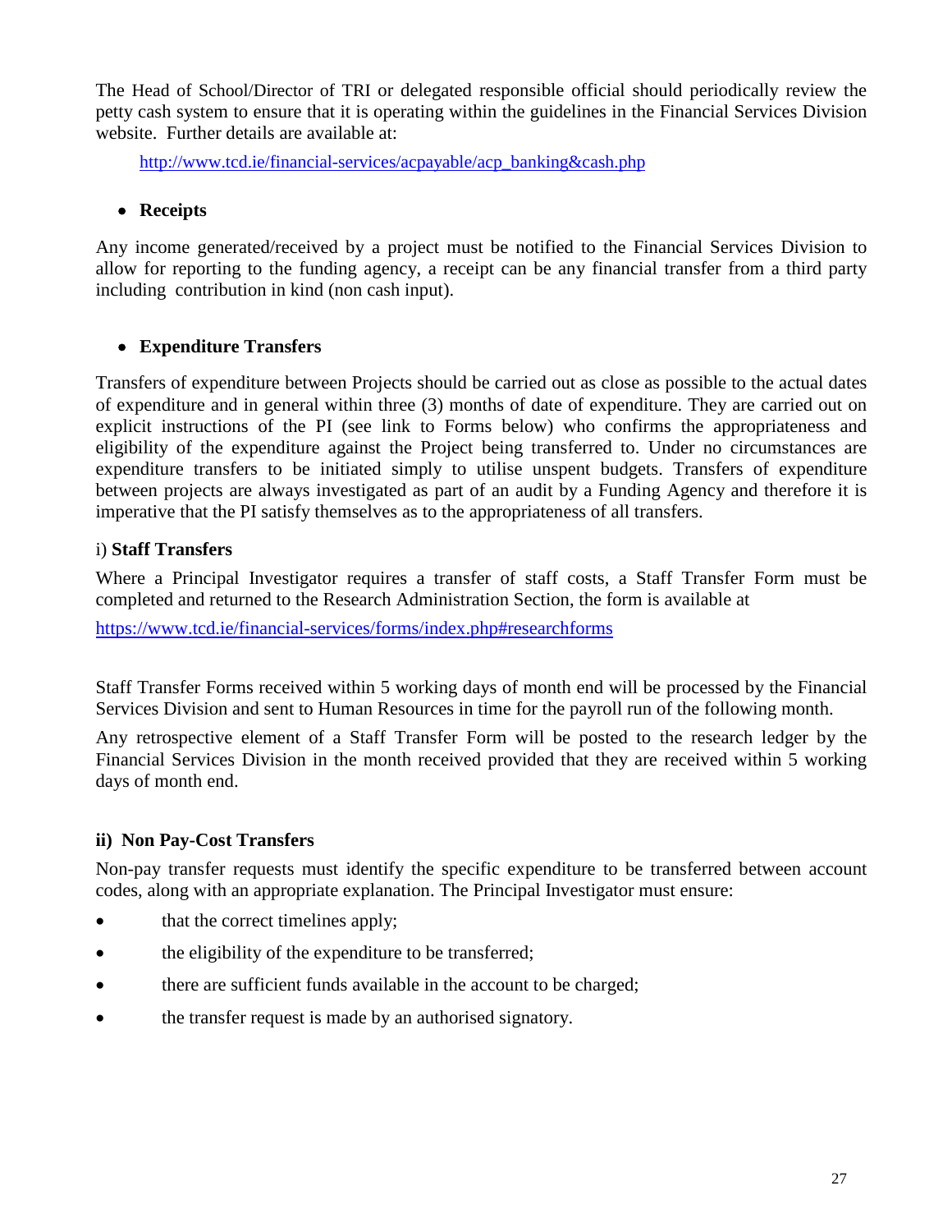The Head of School/Director of TRI or delegated responsible official should periodically review the petty cash system to ensure that it is operating within the guidelines in the Financial Services Division website. Further details are available at:

http://www.tcd.ie/financial-services/acpayable/acp_banking&cash.php

- **Receipts**

Any income generated/received by a project must be notified to the Financial Services Division to allow for reporting to the funding agency, a receipt can be any financial transfer from a third party including contribution in kind (non cash input).

- **Expenditure Transfers**

Transfers of expenditure between Projects should be carried out as close as possible to the actual dates of expenditure and in general within three (3) months of date of expenditure. They are carried out on explicit instructions of the PI (see link to Forms below) who confirms the appropriateness and eligibility of the expenditure against the Project being transferred to. Under no circumstances are expenditure transfers to be initiated simply to utilise unspent budgets. Transfers of expenditure between projects are always investigated as part of an audit by a Funding Agency and therefore it is imperative that the PI satisfy themselves as to the appropriateness of all transfers.

i) **Staff Transfers**

Where a Principal Investigator requires a transfer of staff costs, a Staff Transfer Form must be completed and returned to the Research Administration Section, the form is available at

https://www.tcd.ie/financial-services/forms/index.php#researchforms

Staff Transfer Forms received within 5 working days of month end will be processed by the Financial Services Division and sent to Human Resources in time for the payroll run of the following month.

Any retrospective element of a Staff Transfer Form will be posted to the research ledger by the Financial Services Division in the month received provided that they are received within 5 working days of month end.

**ii) Non Pay-Cost Transfers**

Non-pay transfer requests must identify the specific expenditure to be transferred between account codes, along with an appropriate explanation. The Principal Investigator must ensure:

- that the correct timelines apply;
- the eligibility of the expenditure to be transferred;
- there are sufficient funds available in the account to be charged;
- the transfer request is made by an authorised signatory.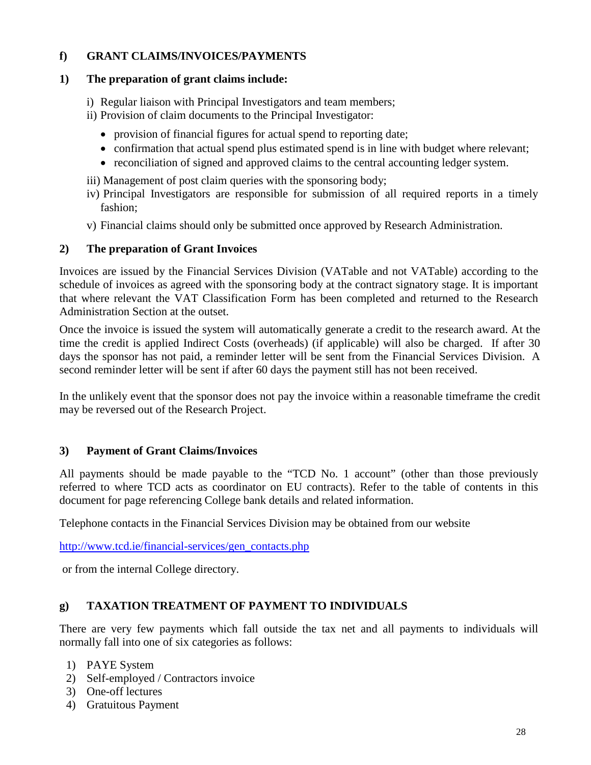## f) GRANT CLAIMS/INVOICES/PAYMENTS

### 1) The preparation of grant claims include:

i) Regular liaison with Principal Investigators and team members;

ii) Provision of claim documents to the Principal Investigator:

- provision of financial figures for actual spend to reporting date;
- confirmation that actual spend plus estimated spend is in line with budget where relevant;
- reconciliation of signed and approved claims to the central accounting ledger system.

iii) Management of post claim queries with the sponsoring body;

iv) Principal Investigators are responsible for submission of all required reports in a timely fashion;

v) Financial claims should only be submitted once approved by Research Administration.

### 2) The preparation of Grant Invoices

Invoices are issued by the Financial Services Division (VATable and not VATable) according to the schedule of invoices as agreed with the sponsoring body at the contract signatory stage. It is important that where relevant the VAT Classification Form has been completed and returned to the Research Administration Section at the outset.

Once the invoice is issued the system will automatically generate a credit to the research award. At the time the credit is applied Indirect Costs (overheads) (if applicable) will also be charged. If after 30 days the sponsor has not paid, a reminder letter will be sent from the Financial Services Division. A second reminder letter will be sent if after 60 days the payment still has not been received.

In the unlikely event that the sponsor does not pay the invoice within a reasonable timeframe the credit may be reversed out of the Research Project.

### 3) Payment of Grant Claims/Invoices

All payments should be made payable to the "TCD No. 1 account" (other than those previously referred to where TCD acts as coordinator on EU contracts). Refer to the table of contents in this document for page referencing College bank details and related information.

Telephone contacts in the Financial Services Division may be obtained from our website

http://www.tcd.ie/financial-services/gen_contacts.php

or from the internal College directory.

## g) TAXATION TREATMENT OF PAYMENT TO INDIVIDUALS

There are very few payments which fall outside the tax net and all payments to individuals will normally fall into one of six categories as follows:

1) PAYE System
2) Self-employed / Contractors invoice
3) One-off lectures
4) Gratuitous Payment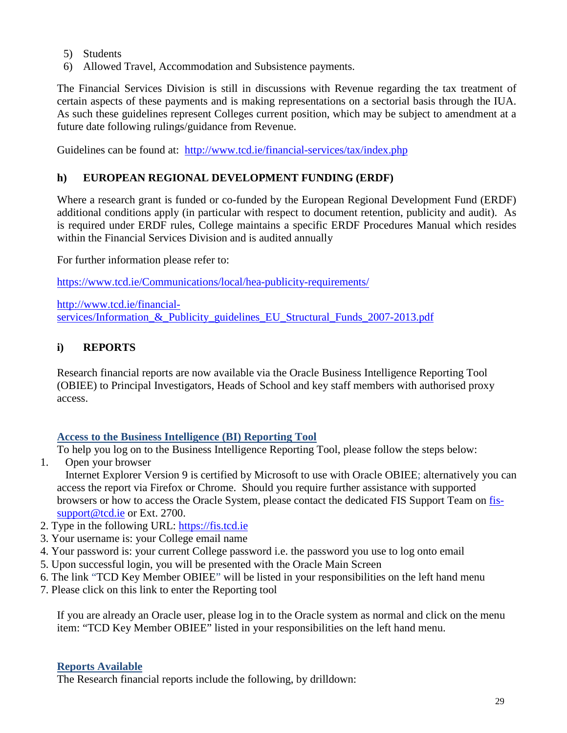5) Students
6) Allowed Travel, Accommodation and Subsistence payments.

The Financial Services Division is still in discussions with Revenue regarding the tax treatment of certain aspects of these payments and is making representations on a sectorial basis through the IUA. As such these guidelines represent Colleges current position, which may be subject to amendment at a future date following rulings/guidance from Revenue.

Guidelines can be found at: http://www.tcd.ie/financial-services/tax/index.php

### h) EUROPEAN REGIONAL DEVELOPMENT FUNDING (ERDF)

Where a research grant is funded or co-funded by the European Regional Development Fund (ERDF) additional conditions apply (in particular with respect to document retention, publicity and audit). As is required under ERDF rules, College maintains a specific ERDF Procedures Manual which resides within the Financial Services Division and is audited annually

For further information please refer to:

https://www.tcd.ie/Communications/local/hea-publicity-requirements/

http://www.tcd.ie/financial-services/Information_&_Publicity_guidelines_EU_Structural_Funds_2007-2013.pdf

### i) REPORTS

Research financial reports are now available via the Oracle Business Intelligence Reporting Tool (OBIEE) to Principal Investigators, Heads of School and key staff members with authorised proxy access.

**Access to the Business Intelligence (BI) Reporting Tool**

To help you log on to the Business Intelligence Reporting Tool, please follow the steps below:

1. Open your browser
   Internet Explorer Version 9 is certified by Microsoft to use with Oracle OBIEE; alternatively you can access the report via Firefox or Chrome. Should you require further assistance with supported browsers or how to access the Oracle System, please contact the dedicated FIS Support Team on fis-support@tcd.ie or Ext. 2700.
2. Type in the following URL: https://fis.tcd.ie
3. Your username is: your College email name
4. Your password is: your current College password i.e. the password you use to log onto email
5. Upon successful login, you will be presented with the Oracle Main Screen
6. The link "TCD Key Member OBIEE" will be listed in your responsibilities on the left hand menu
7. Please click on this link to enter the Reporting tool

If you are already an Oracle user, please log in to the Oracle system as normal and click on the menu item: "TCD Key Member OBIEE" listed in your responsibilities on the left hand menu.

**Reports Available**

The Research financial reports include the following, by drilldown: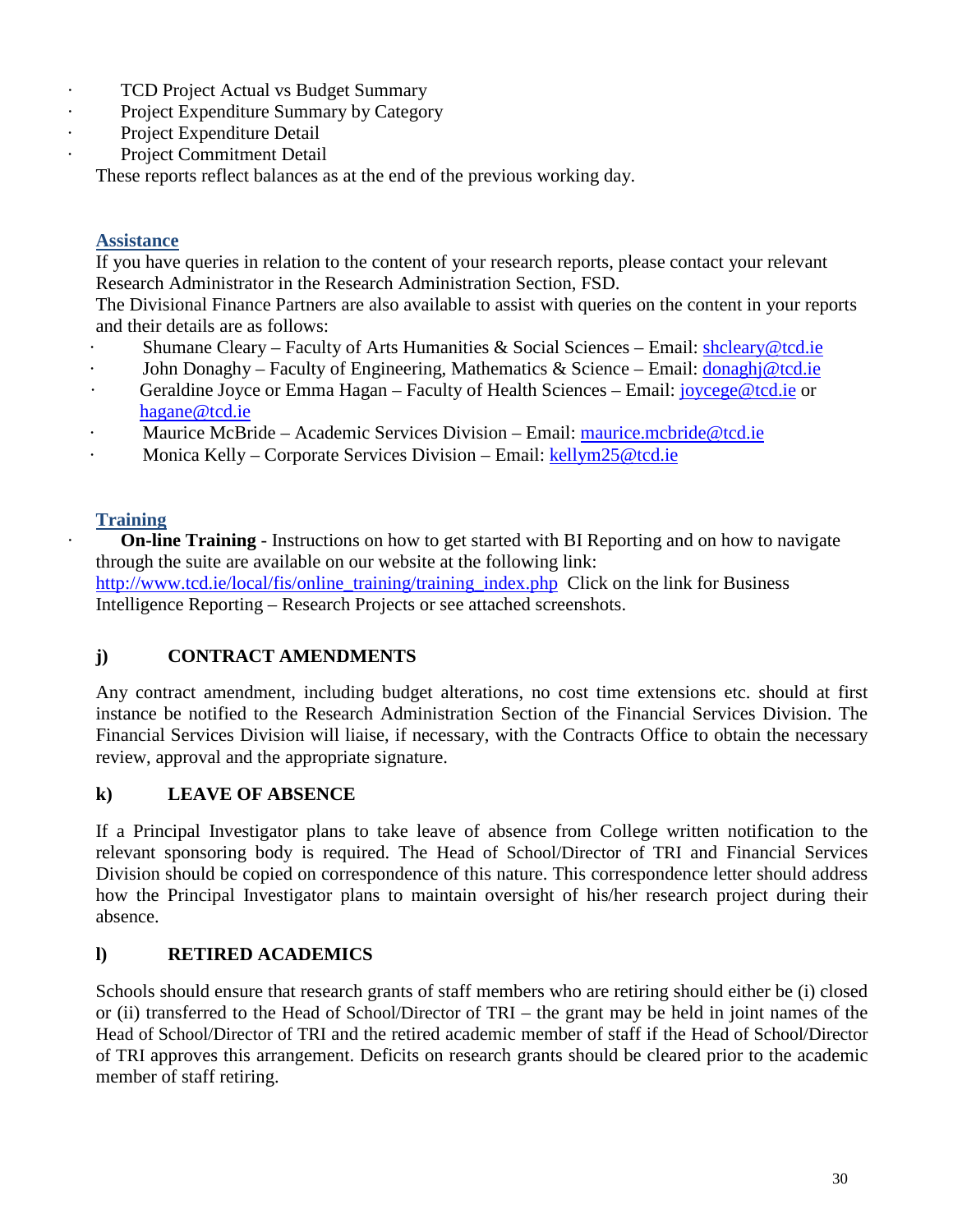- TCD Project Actual vs Budget Summary
- Project Expenditure Summary by Category
- Project Expenditure Detail
- Project Commitment Detail

These reports reflect balances as at the end of the previous working day.

**Assistance**

If you have queries in relation to the content of your research reports, please contact your relevant Research Administrator in the Research Administration Section, FSD.

The Divisional Finance Partners are also available to assist with queries on the content in your reports and their details are as follows:

- Shumane Cleary – Faculty of Arts Humanities & Social Sciences – Email: shcleary@tcd.ie
- John Donaghy – Faculty of Engineering, Mathematics & Science – Email: donaghj@tcd.ie
- Geraldine Joyce or Emma Hagan – Faculty of Health Sciences – Email: joycege@tcd.ie or hagane@tcd.ie
- Maurice McBride – Academic Services Division – Email: maurice.mcbride@tcd.ie
- Monica Kelly – Corporate Services Division – Email: kellym25@tcd.ie

**Training**

- **On-line Training** - Instructions on how to get started with BI Reporting and on how to navigate through the suite are available on our website at the following link: http://www.tcd.ie/local/fis/online_training/training_index.php Click on the link for Business Intelligence Reporting – Research Projects or see attached screenshots.

## j) CONTRACT AMENDMENTS

Any contract amendment, including budget alterations, no cost time extensions etc. should at first instance be notified to the Research Administration Section of the Financial Services Division. The Financial Services Division will liaise, if necessary, with the Contracts Office to obtain the necessary review, approval and the appropriate signature.

## k) LEAVE OF ABSENCE

If a Principal Investigator plans to take leave of absence from College written notification to the relevant sponsoring body is required. The Head of School/Director of TRI and Financial Services Division should be copied on correspondence of this nature. This correspondence letter should address how the Principal Investigator plans to maintain oversight of his/her research project during their absence.

## l) RETIRED ACADEMICS

Schools should ensure that research grants of staff members who are retiring should either be (i) closed or (ii) transferred to the Head of School/Director of TRI – the grant may be held in joint names of the Head of School/Director of TRI and the retired academic member of staff if the Head of School/Director of TRI approves this arrangement. Deficits on research grants should be cleared prior to the academic member of staff retiring.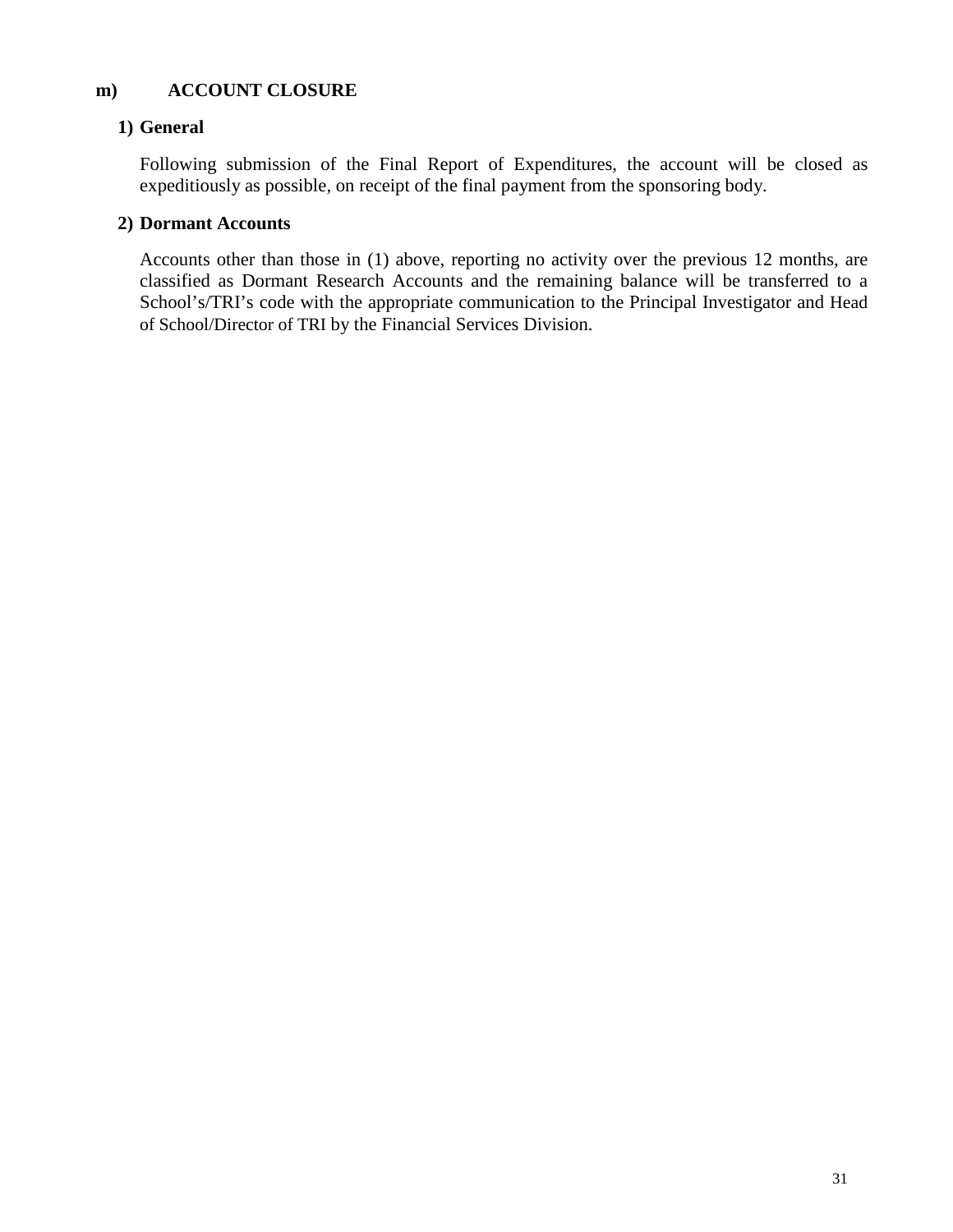### m) ACCOUNT CLOSURE

**1) General**

Following submission of the Final Report of Expenditures, the account will be closed as expeditiously as possible, on receipt of the final payment from the sponsoring body.

**2) Dormant Accounts**

Accounts other than those in (1) above, reporting no activity over the previous 12 months, are classified as Dormant Research Accounts and the remaining balance will be transferred to a School's/TRI's code with the appropriate communication to the Principal Investigator and Head of School/Director of TRI by the Financial Services Division.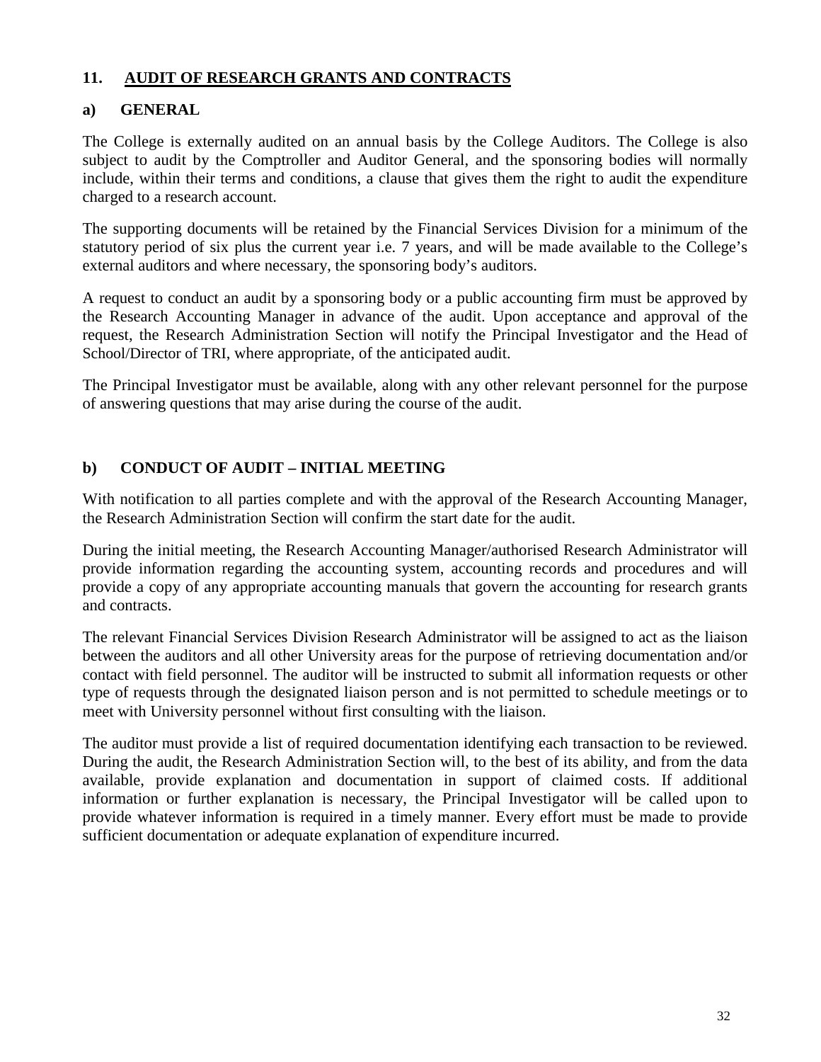## 11. AUDIT OF RESEARCH GRANTS AND CONTRACTS

### a) GENERAL

The College is externally audited on an annual basis by the College Auditors. The College is also subject to audit by the Comptroller and Auditor General, and the sponsoring bodies will normally include, within their terms and conditions, a clause that gives them the right to audit the expenditure charged to a research account.

The supporting documents will be retained by the Financial Services Division for a minimum of the statutory period of six plus the current year i.e. 7 years, and will be made available to the College's external auditors and where necessary, the sponsoring body's auditors.

A request to conduct an audit by a sponsoring body or a public accounting firm must be approved by the Research Accounting Manager in advance of the audit. Upon acceptance and approval of the request, the Research Administration Section will notify the Principal Investigator and the Head of School/Director of TRI, where appropriate, of the anticipated audit.

The Principal Investigator must be available, along with any other relevant personnel for the purpose of answering questions that may arise during the course of the audit.

### b) CONDUCT OF AUDIT – INITIAL MEETING

With notification to all parties complete and with the approval of the Research Accounting Manager, the Research Administration Section will confirm the start date for the audit.

During the initial meeting, the Research Accounting Manager/authorised Research Administrator will provide information regarding the accounting system, accounting records and procedures and will provide a copy of any appropriate accounting manuals that govern the accounting for research grants and contracts.

The relevant Financial Services Division Research Administrator will be assigned to act as the liaison between the auditors and all other University areas for the purpose of retrieving documentation and/or contact with field personnel. The auditor will be instructed to submit all information requests or other type of requests through the designated liaison person and is not permitted to schedule meetings or to meet with University personnel without first consulting with the liaison.

The auditor must provide a list of required documentation identifying each transaction to be reviewed. During the audit, the Research Administration Section will, to the best of its ability, and from the data available, provide explanation and documentation in support of claimed costs. If additional information or further explanation is necessary, the Principal Investigator will be called upon to provide whatever information is required in a timely manner. Every effort must be made to provide sufficient documentation or adequate explanation of expenditure incurred.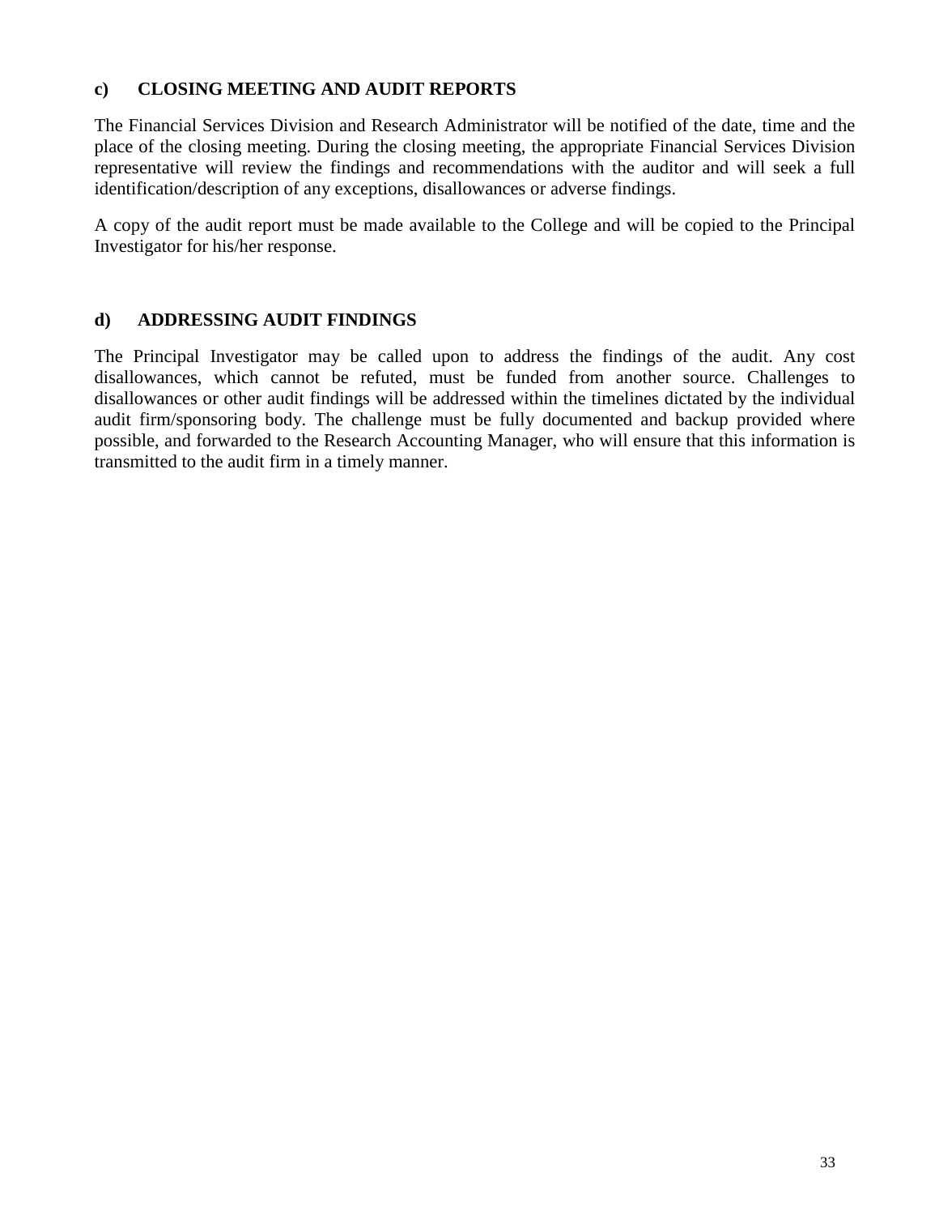### c) CLOSING MEETING AND AUDIT REPORTS

The Financial Services Division and Research Administrator will be notified of the date, time and the place of the closing meeting. During the closing meeting, the appropriate Financial Services Division representative will review the findings and recommendations with the auditor and will seek a full identification/description of any exceptions, disallowances or adverse findings.

A copy of the audit report must be made available to the College and will be copied to the Principal Investigator for his/her response.

### d) ADDRESSING AUDIT FINDINGS

The Principal Investigator may be called upon to address the findings of the audit. Any cost disallowances, which cannot be refuted, must be funded from another source. Challenges to disallowances or other audit findings will be addressed within the timelines dictated by the individual audit firm/sponsoring body. The challenge must be fully documented and backup provided where possible, and forwarded to the Research Accounting Manager, who will ensure that this information is transmitted to the audit firm in a timely manner.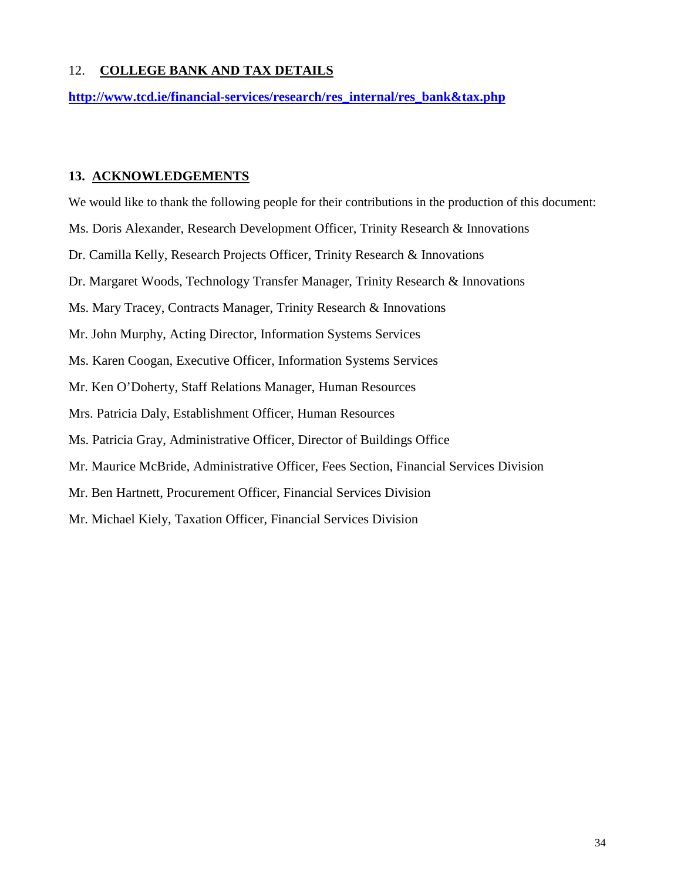## 12. COLLEGE BANK AND TAX DETAILS

**http://www.tcd.ie/financial-services/research/res_internal/res_bank&tax.php**

## 13. ACKNOWLEDGEMENTS

We would like to thank the following people for their contributions in the production of this document:

Ms. Doris Alexander, Research Development Officer, Trinity Research & Innovations

Dr. Camilla Kelly, Research Projects Officer, Trinity Research & Innovations

Dr. Margaret Woods, Technology Transfer Manager, Trinity Research & Innovations

Ms. Mary Tracey, Contracts Manager, Trinity Research & Innovations

Mr. John Murphy, Acting Director, Information Systems Services

Ms. Karen Coogan, Executive Officer, Information Systems Services

Mr. Ken O'Doherty, Staff Relations Manager, Human Resources

Mrs. Patricia Daly, Establishment Officer, Human Resources

Ms. Patricia Gray, Administrative Officer, Director of Buildings Office

Mr. Maurice McBride, Administrative Officer, Fees Section, Financial Services Division

Mr. Ben Hartnett, Procurement Officer, Financial Services Division

Mr. Michael Kiely, Taxation Officer, Financial Services Division